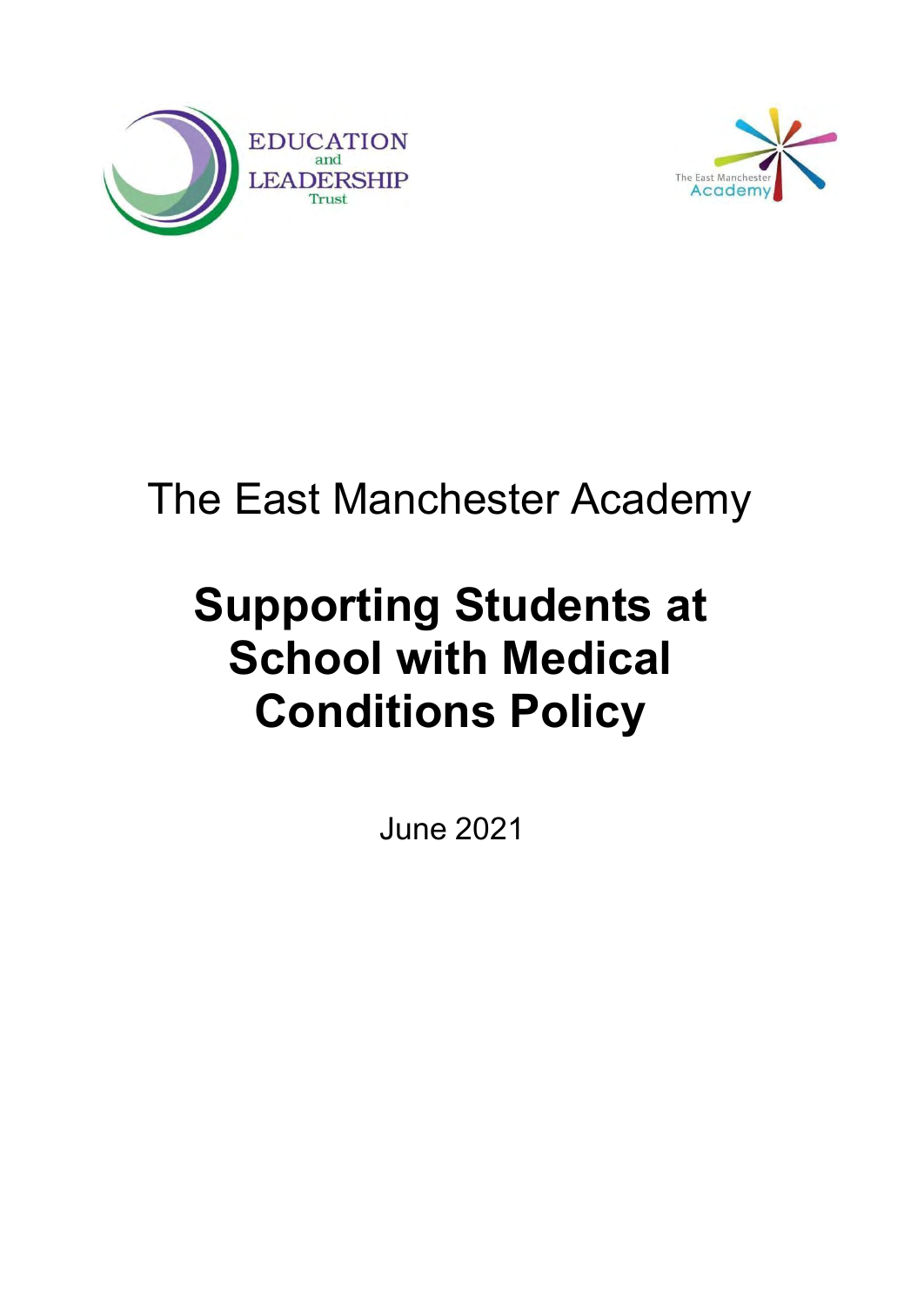EDUCATION and LEADERSHIP Trust

The East Manchester Academy

The East Manchester Academy

# Supporting Students at School with Medical Conditions Policy

June 2021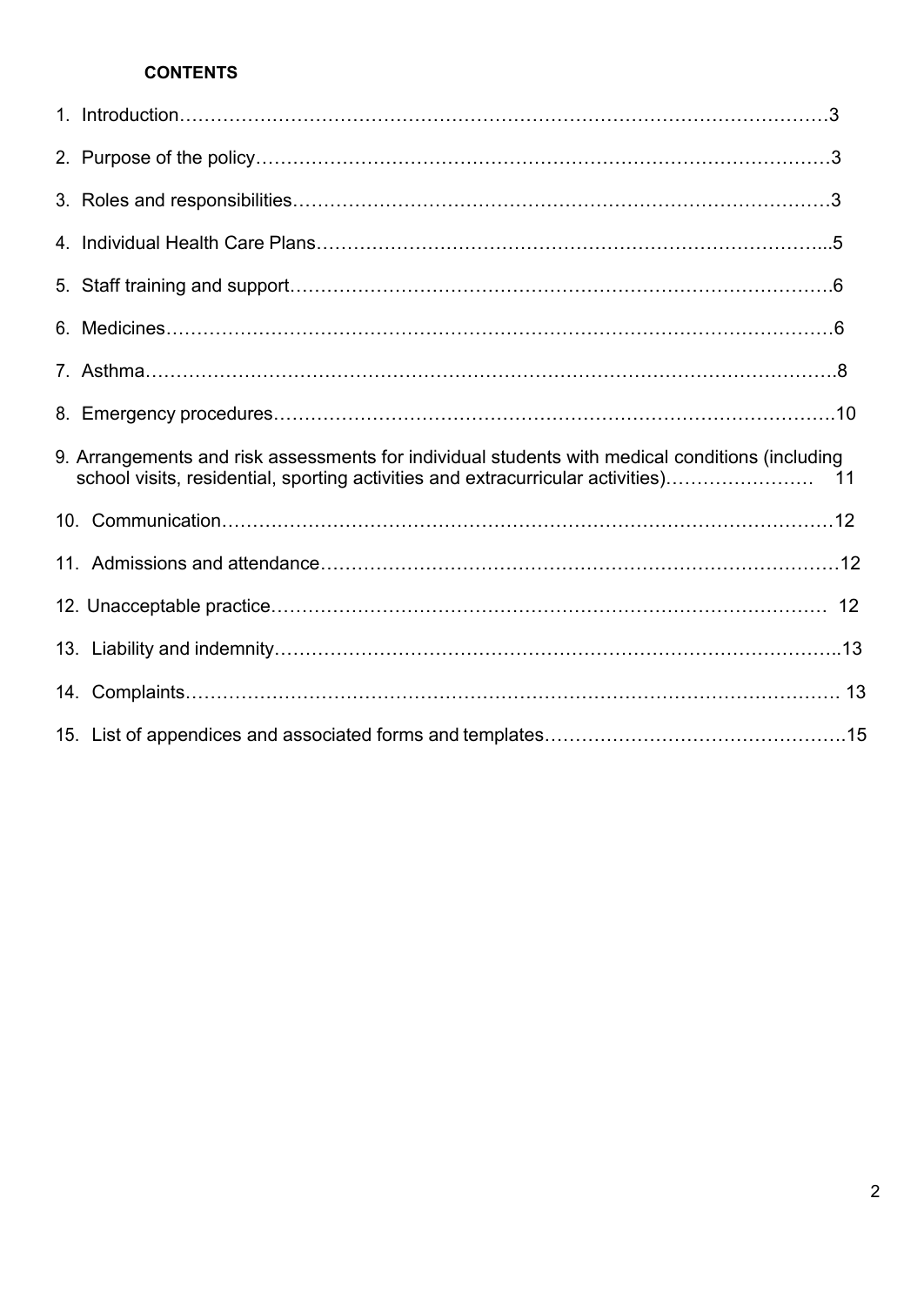**CONTENTS**

1. Introduction………………………………………………………………………………………3
2. Purpose of the policy…………………………………………………………………………3
3. Roles and responsibilities……………………………………………………………………3
4. Individual Health Care Plans………………………………………………………………...5
5. Staff training and support……………………………………………………………………6
6. Medicines………………………………………………………………………………………6
7. Asthma…………………………………………………………………………………………8
8. Emergency procedures………………………………………………………………………10
9. Arrangements and risk assessments for individual students with medical conditions (including school visits, residential, sporting activities and extracurricular activities)…………………… 11
10. Communication………………………………………………………………………………12
11. Admissions and attendance…………………………………………………………………12
12. Unacceptable practice……………………………………………………………………… 12
13. Liability and indemnity………………………………………………………………………..13
14. Complaints…………………………………………………………………………………… 13
15. List of appendices and associated forms and templates………………………………………….15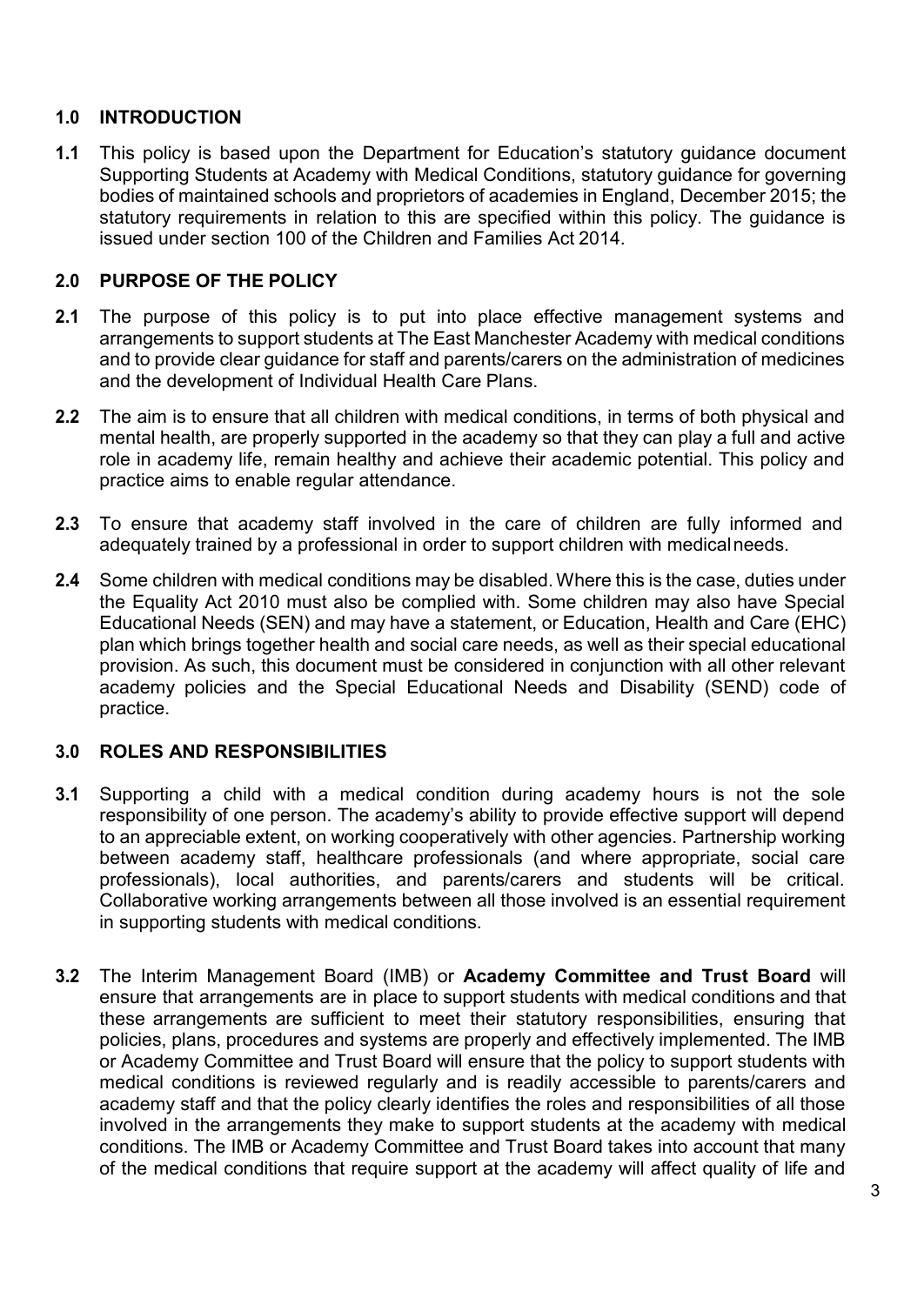## 1.0 INTRODUCTION

**1.1** This policy is based upon the Department for Education's statutory guidance document Supporting Students at Academy with Medical Conditions, statutory guidance for governing bodies of maintained schools and proprietors of academies in England, December 2015; the statutory requirements in relation to this are specified within this policy. The guidance is issued under section 100 of the Children and Families Act 2014.

## 2.0 PURPOSE OF THE POLICY

**2.1** The purpose of this policy is to put into place effective management systems and arrangements to support students at The East Manchester Academy with medical conditions and to provide clear guidance for staff and parents/carers on the administration of medicines and the development of Individual Health Care Plans.

**2.2** The aim is to ensure that all children with medical conditions, in terms of both physical and mental health, are properly supported in the academy so that they can play a full and active role in academy life, remain healthy and achieve their academic potential. This policy and practice aims to enable regular attendance.

**2.3** To ensure that academy staff involved in the care of children are fully informed and adequately trained by a professional in order to support children with medical needs.

**2.4** Some children with medical conditions may be disabled. Where this is the case, duties under the Equality Act 2010 must also be complied with. Some children may also have Special Educational Needs (SEN) and may have a statement, or Education, Health and Care (EHC) plan which brings together health and social care needs, as well as their special educational provision. As such, this document must be considered in conjunction with all other relevant academy policies and the Special Educational Needs and Disability (SEND) code of practice.

## 3.0 ROLES AND RESPONSIBILITIES

**3.1** Supporting a child with a medical condition during academy hours is not the sole responsibility of one person. The academy's ability to provide effective support will depend to an appreciable extent, on working cooperatively with other agencies. Partnership working between academy staff, healthcare professionals (and where appropriate, social care professionals), local authorities, and parents/carers and students will be critical. Collaborative working arrangements between all those involved is an essential requirement in supporting students with medical conditions.

**3.2** The Interim Management Board (IMB) or **Academy Committee and Trust Board** will ensure that arrangements are in place to support students with medical conditions and that these arrangements are sufficient to meet their statutory responsibilities, ensuring that policies, plans, procedures and systems are properly and effectively implemented. The IMB or Academy Committee and Trust Board will ensure that the policy to support students with medical conditions is reviewed regularly and is readily accessible to parents/carers and academy staff and that the policy clearly identifies the roles and responsibilities of all those involved in the arrangements they make to support students at the academy with medical conditions. The IMB or Academy Committee and Trust Board takes into account that many of the medical conditions that require support at the academy will affect quality of life and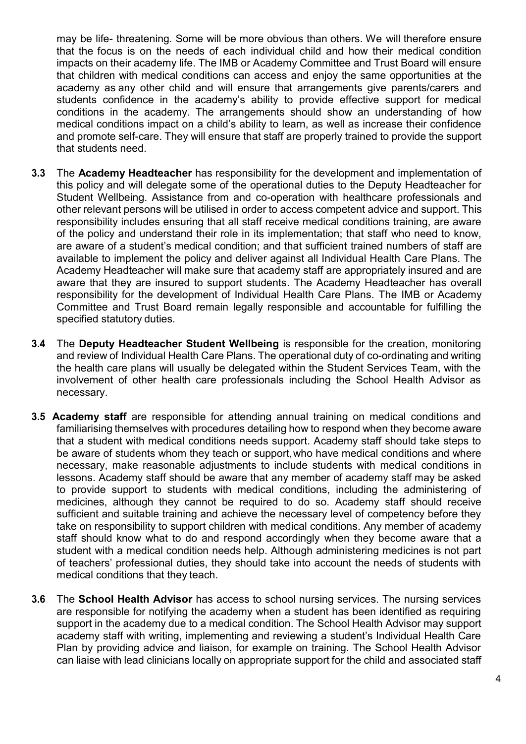may be life- threatening. Some will be more obvious than others. We will therefore ensure that the focus is on the needs of each individual child and how their medical condition impacts on their academy life. The IMB or Academy Committee and Trust Board will ensure that children with medical conditions can access and enjoy the same opportunities at the academy as any other child and will ensure that arrangements give parents/carers and students confidence in the academy's ability to provide effective support for medical conditions in the academy. The arrangements should show an understanding of how medical conditions impact on a child's ability to learn, as well as increase their confidence and promote self-care. They will ensure that staff are properly trained to provide the support that students need.

**3.3** The **Academy Headteacher** has responsibility for the development and implementation of this policy and will delegate some of the operational duties to the Deputy Headteacher for Student Wellbeing. Assistance from and co-operation with healthcare professionals and other relevant persons will be utilised in order to access competent advice and support. This responsibility includes ensuring that all staff receive medical conditions training, are aware of the policy and understand their role in its implementation; that staff who need to know, are aware of a student's medical condition; and that sufficient trained numbers of staff are available to implement the policy and deliver against all Individual Health Care Plans. The Academy Headteacher will make sure that academy staff are appropriately insured and are aware that they are insured to support students. The Academy Headteacher has overall responsibility for the development of Individual Health Care Plans. The IMB or Academy Committee and Trust Board remain legally responsible and accountable for fulfilling the specified statutory duties.

**3.4** The **Deputy Headteacher Student Wellbeing** is responsible for the creation, monitoring and review of Individual Health Care Plans. The operational duty of co-ordinating and writing the health care plans will usually be delegated within the Student Services Team, with the involvement of other health care professionals including the School Health Advisor as necessary.

**3.5** **Academy staff** are responsible for attending annual training on medical conditions and familiarising themselves with procedures detailing how to respond when they become aware that a student with medical conditions needs support. Academy staff should take steps to be aware of students whom they teach or support, who have medical conditions and where necessary, make reasonable adjustments to include students with medical conditions in lessons. Academy staff should be aware that any member of academy staff may be asked to provide support to students with medical conditions, including the administering of medicines, although they cannot be required to do so. Academy staff should receive sufficient and suitable training and achieve the necessary level of competency before they take on responsibility to support children with medical conditions. Any member of academy staff should know what to do and respond accordingly when they become aware that a student with a medical condition needs help. Although administering medicines is not part of teachers' professional duties, they should take into account the needs of students with medical conditions that they teach.

**3.6** The **School Health Advisor** has access to school nursing services. The nursing services are responsible for notifying the academy when a student has been identified as requiring support in the academy due to a medical condition. The School Health Advisor may support academy staff with writing, implementing and reviewing a student's Individual Health Care Plan by providing advice and liaison, for example on training. The School Health Advisor can liaise with lead clinicians locally on appropriate support for the child and associated staff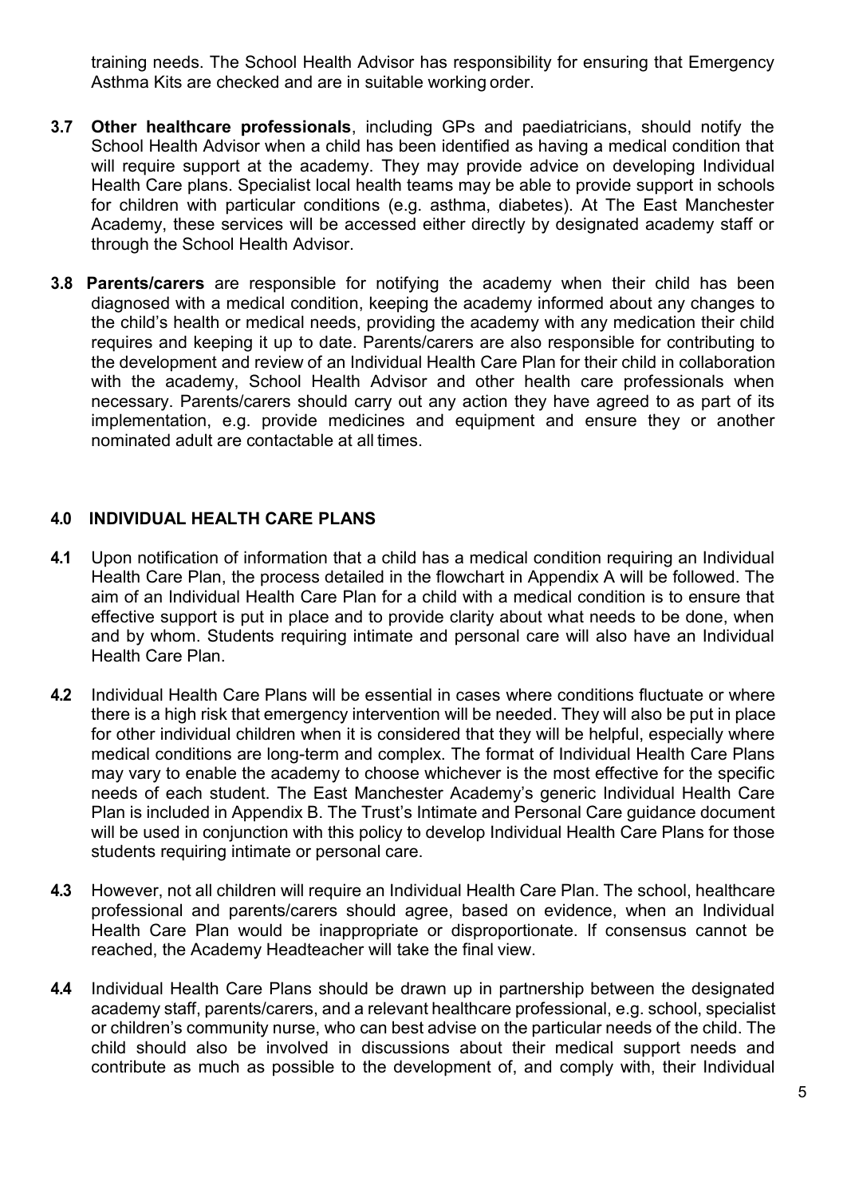training needs. The School Health Advisor has responsibility for ensuring that Emergency Asthma Kits are checked and are in suitable working order.

**3.7** **Other healthcare professionals**, including GPs and paediatricians, should notify the School Health Advisor when a child has been identified as having a medical condition that will require support at the academy. They may provide advice on developing Individual Health Care plans. Specialist local health teams may be able to provide support in schools for children with particular conditions (e.g. asthma, diabetes). At The East Manchester Academy, these services will be accessed either directly by designated academy staff or through the School Health Advisor.

**3.8** **Parents/carers** are responsible for notifying the academy when their child has been diagnosed with a medical condition, keeping the academy informed about any changes to the child's health or medical needs, providing the academy with any medication their child requires and keeping it up to date. Parents/carers are also responsible for contributing to the development and review of an Individual Health Care Plan for their child in collaboration with the academy, School Health Advisor and other health care professionals when necessary. Parents/carers should carry out any action they have agreed to as part of its implementation, e.g. provide medicines and equipment and ensure they or another nominated adult are contactable at all times.

## 4.0 INDIVIDUAL HEALTH CARE PLANS

**4.1** Upon notification of information that a child has a medical condition requiring an Individual Health Care Plan, the process detailed in the flowchart in Appendix A will be followed. The aim of an Individual Health Care Plan for a child with a medical condition is to ensure that effective support is put in place and to provide clarity about what needs to be done, when and by whom. Students requiring intimate and personal care will also have an Individual Health Care Plan.

**4.2** Individual Health Care Plans will be essential in cases where conditions fluctuate or where there is a high risk that emergency intervention will be needed. They will also be put in place for other individual children when it is considered that they will be helpful, especially where medical conditions are long-term and complex. The format of Individual Health Care Plans may vary to enable the academy to choose whichever is the most effective for the specific needs of each student. The East Manchester Academy's generic Individual Health Care Plan is included in Appendix B. The Trust's Intimate and Personal Care guidance document will be used in conjunction with this policy to develop Individual Health Care Plans for those students requiring intimate or personal care.

**4.3** However, not all children will require an Individual Health Care Plan. The school, healthcare professional and parents/carers should agree, based on evidence, when an Individual Health Care Plan would be inappropriate or disproportionate. If consensus cannot be reached, the Academy Headteacher will take the final view.

**4.4** Individual Health Care Plans should be drawn up in partnership between the designated academy staff, parents/carers, and a relevant healthcare professional, e.g. school, specialist or children's community nurse, who can best advise on the particular needs of the child. The child should also be involved in discussions about their medical support needs and contribute as much as possible to the development of, and comply with, their Individual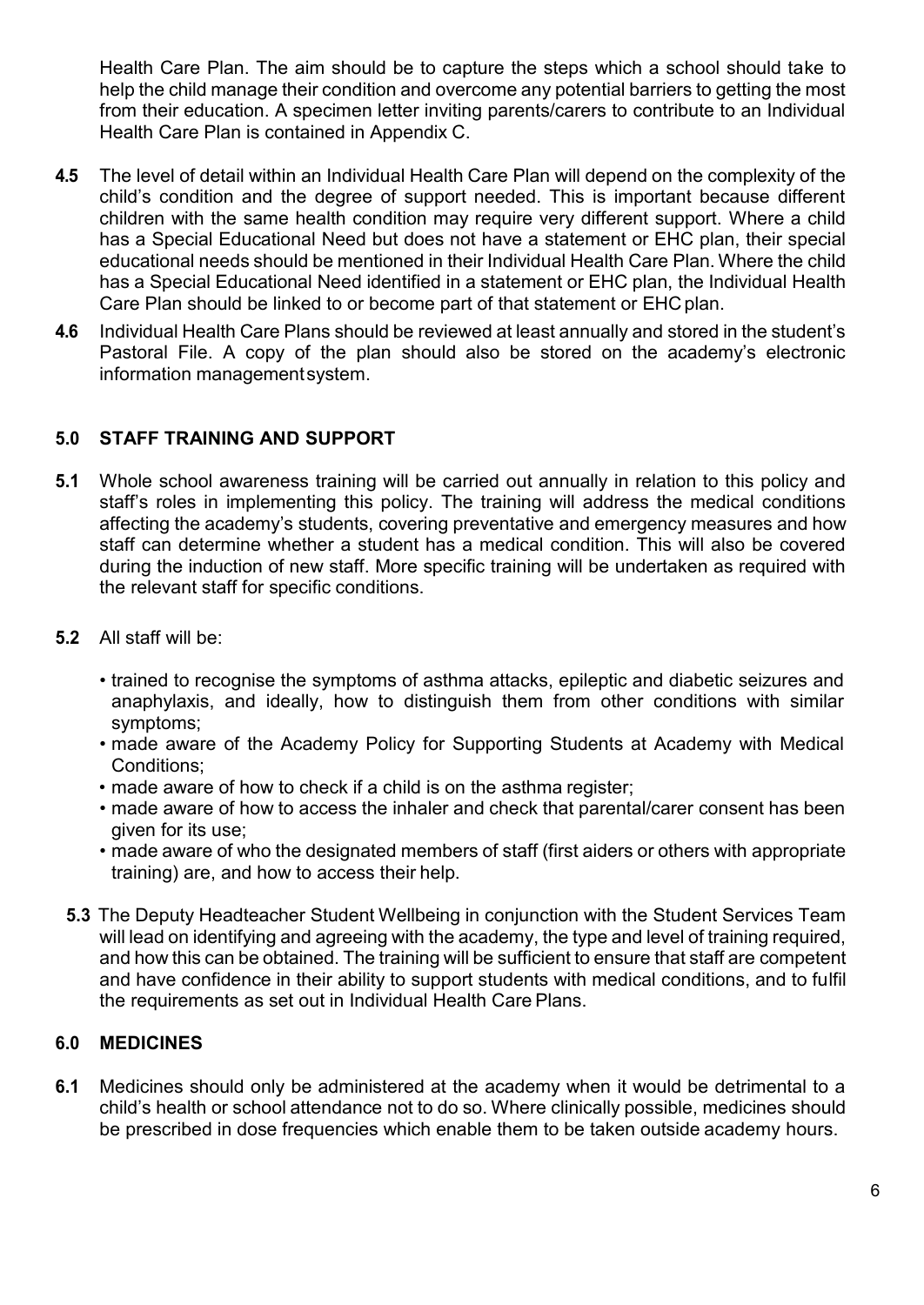Health Care Plan. The aim should be to capture the steps which a school should take to help the child manage their condition and overcome any potential barriers to getting the most from their education. A specimen letter inviting parents/carers to contribute to an Individual Health Care Plan is contained in Appendix C.

**4.5** The level of detail within an Individual Health Care Plan will depend on the complexity of the child's condition and the degree of support needed. This is important because different children with the same health condition may require very different support. Where a child has a Special Educational Need but does not have a statement or EHC plan, their special educational needs should be mentioned in their Individual Health Care Plan. Where the child has a Special Educational Need identified in a statement or EHC plan, the Individual Health Care Plan should be linked to or become part of that statement or EHC plan.

**4.6** Individual Health Care Plans should be reviewed at least annually and stored in the student's Pastoral File. A copy of the plan should also be stored on the academy's electronic information management system.

## 5.0 STAFF TRAINING AND SUPPORT

**5.1** Whole school awareness training will be carried out annually in relation to this policy and staff's roles in implementing this policy. The training will address the medical conditions affecting the academy's students, covering preventative and emergency measures and how staff can determine whether a student has a medical condition. This will also be covered during the induction of new staff. More specific training will be undertaken as required with the relevant staff for specific conditions.

**5.2** All staff will be:

- trained to recognise the symptoms of asthma attacks, epileptic and diabetic seizures and anaphylaxis, and ideally, how to distinguish them from other conditions with similar symptoms;
- made aware of the Academy Policy for Supporting Students at Academy with Medical Conditions;
- made aware of how to check if a child is on the asthma register;
- made aware of how to access the inhaler and check that parental/carer consent has been given for its use;
- made aware of who the designated members of staff (first aiders or others with appropriate training) are, and how to access their help.

**5.3** The Deputy Headteacher Student Wellbeing in conjunction with the Student Services Team will lead on identifying and agreeing with the academy, the type and level of training required, and how this can be obtained. The training will be sufficient to ensure that staff are competent and have confidence in their ability to support students with medical conditions, and to fulfil the requirements as set out in Individual Health Care Plans.

## 6.0 MEDICINES

**6.1** Medicines should only be administered at the academy when it would be detrimental to a child's health or school attendance not to do so. Where clinically possible, medicines should be prescribed in dose frequencies which enable them to be taken outside academy hours.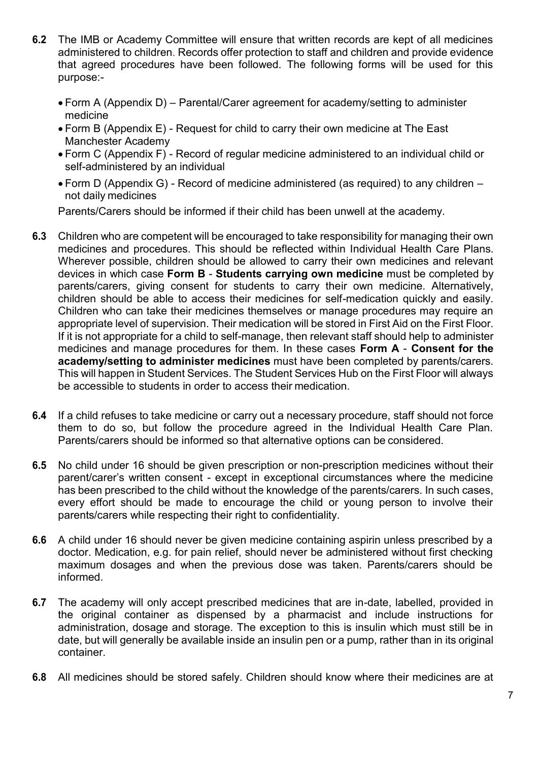**6.2** The IMB or Academy Committee will ensure that written records are kept of all medicines administered to children. Records offer protection to staff and children and provide evidence that agreed procedures have been followed. The following forms will be used for this purpose:-

- Form A (Appendix D) – Parental/Carer agreement for academy/setting to administer medicine
- Form B (Appendix E) - Request for child to carry their own medicine at The East Manchester Academy
- Form C (Appendix F) - Record of regular medicine administered to an individual child or self-administered by an individual
- Form D (Appendix G) - Record of medicine administered (as required) to any children – not daily medicines

Parents/Carers should be informed if their child has been unwell at the academy.

**6.3** Children who are competent will be encouraged to take responsibility for managing their own medicines and procedures. This should be reflected within Individual Health Care Plans. Wherever possible, children should be allowed to carry their own medicines and relevant devices in which case **Form B** - **Students carrying own medicine** must be completed by parents/carers, giving consent for students to carry their own medicine. Alternatively, children should be able to access their medicines for self-medication quickly and easily. Children who can take their medicines themselves or manage procedures may require an appropriate level of supervision. Their medication will be stored in First Aid on the First Floor. If it is not appropriate for a child to self-manage, then relevant staff should help to administer medicines and manage procedures for them. In these cases **Form A** - **Consent for the academy/setting to administer medicines** must have been completed by parents/carers. This will happen in Student Services. The Student Services Hub on the First Floor will always be accessible to students in order to access their medication.

**6.4** If a child refuses to take medicine or carry out a necessary procedure, staff should not force them to do so, but follow the procedure agreed in the Individual Health Care Plan. Parents/carers should be informed so that alternative options can be considered.

**6.5** No child under 16 should be given prescription or non-prescription medicines without their parent/carer's written consent - except in exceptional circumstances where the medicine has been prescribed to the child without the knowledge of the parents/carers. In such cases, every effort should be made to encourage the child or young person to involve their parents/carers while respecting their right to confidentiality.

**6.6** A child under 16 should never be given medicine containing aspirin unless prescribed by a doctor. Medication, e.g. for pain relief, should never be administered without first checking maximum dosages and when the previous dose was taken. Parents/carers should be informed.

**6.7** The academy will only accept prescribed medicines that are in-date, labelled, provided in the original container as dispensed by a pharmacist and include instructions for administration, dosage and storage. The exception to this is insulin which must still be in date, but will generally be available inside an insulin pen or a pump, rather than in its original container.

**6.8** All medicines should be stored safely. Children should know where their medicines are at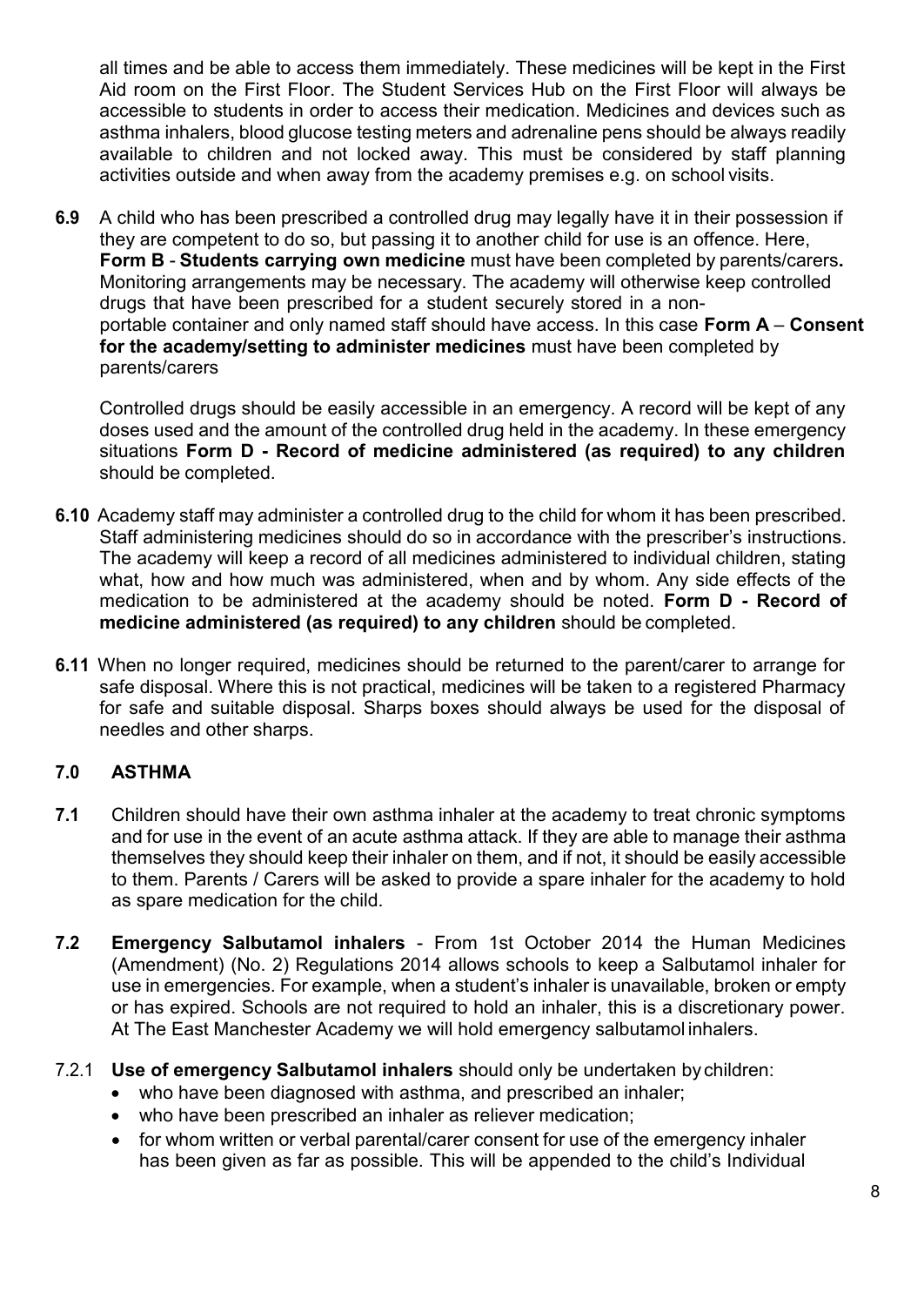all times and be able to access them immediately. These medicines will be kept in the First Aid room on the First Floor. The Student Services Hub on the First Floor will always be accessible to students in order to access their medication. Medicines and devices such as asthma inhalers, blood glucose testing meters and adrenaline pens should be always readily available to children and not locked away. This must be considered by staff planning activities outside and when away from the academy premises e.g. on school visits.

**6.9** A child who has been prescribed a controlled drug may legally have it in their possession if they are competent to do so, but passing it to another child for use is an offence. Here, **Form B** - **Students carrying own medicine** must have been completed by parents/carers**.** Monitoring arrangements may be necessary. The academy will otherwise keep controlled drugs that have been prescribed for a student securely stored in a non-portable container and only named staff should have access. In this case **Form A** – **Consent for the academy/setting to administer medicines** must have been completed by parents/carers

Controlled drugs should be easily accessible in an emergency. A record will be kept of any doses used and the amount of the controlled drug held in the academy. In these emergency situations **Form D - Record of medicine administered (as required) to any children** should be completed.

**6.10** Academy staff may administer a controlled drug to the child for whom it has been prescribed. Staff administering medicines should do so in accordance with the prescriber's instructions. The academy will keep a record of all medicines administered to individual children, stating what, how and how much was administered, when and by whom. Any side effects of the medication to be administered at the academy should be noted. **Form D - Record of medicine administered (as required) to any children** should be completed.

**6.11** When no longer required, medicines should be returned to the parent/carer to arrange for safe disposal. Where this is not practical, medicines will be taken to a registered Pharmacy for safe and suitable disposal. Sharps boxes should always be used for the disposal of needles and other sharps.

## 7.0 ASTHMA

**7.1** Children should have their own asthma inhaler at the academy to treat chronic symptoms and for use in the event of an acute asthma attack. If they are able to manage their asthma themselves they should keep their inhaler on them, and if not, it should be easily accessible to them. Parents / Carers will be asked to provide a spare inhaler for the academy to hold as spare medication for the child.

**7.2** **Emergency Salbutamol inhalers** - From 1st October 2014 the Human Medicines (Amendment) (No. 2) Regulations 2014 allows schools to keep a Salbutamol inhaler for use in emergencies. For example, when a student's inhaler is unavailable, broken or empty or has expired. Schools are not required to hold an inhaler, this is a discretionary power. At The East Manchester Academy we will hold emergency salbutamol inhalers.

7.2.1 **Use of emergency Salbutamol inhalers** should only be undertaken by children:

- who have been diagnosed with asthma, and prescribed an inhaler;
- who have been prescribed an inhaler as reliever medication;
- for whom written or verbal parental/carer consent for use of the emergency inhaler has been given as far as possible. This will be appended to the child's Individual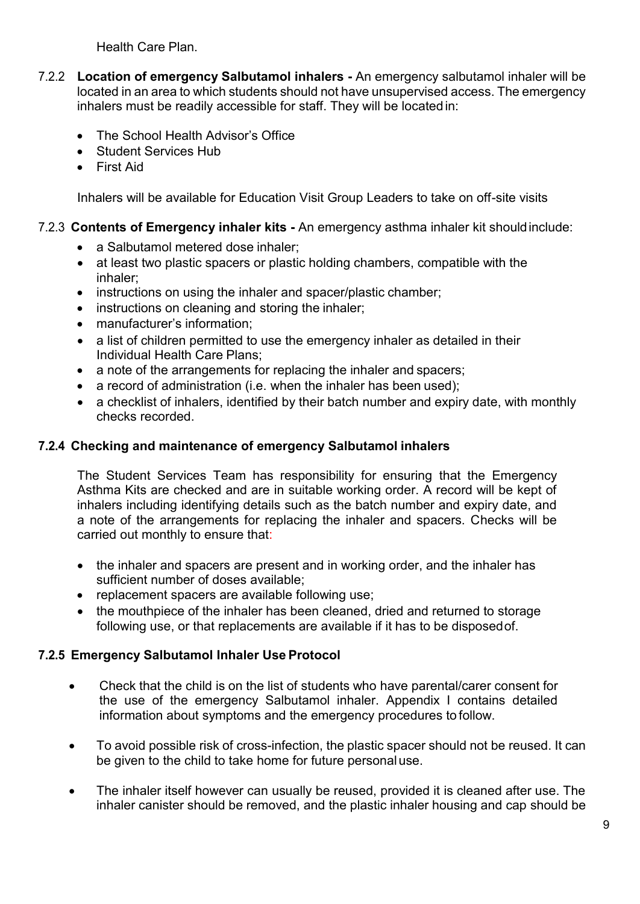Health Care Plan.

7.2.2 **Location of emergency Salbutamol inhalers -** An emergency salbutamol inhaler will be located in an area to which students should not have unsupervised access. The emergency inhalers must be readily accessible for staff. They will be located in:

- The School Health Advisor's Office
- Student Services Hub
- First Aid

Inhalers will be available for Education Visit Group Leaders to take on off-site visits

7.2.3 **Contents of Emergency inhaler kits -** An emergency asthma inhaler kit should include:

- a Salbutamol metered dose inhaler;
- at least two plastic spacers or plastic holding chambers, compatible with the inhaler;
- instructions on using the inhaler and spacer/plastic chamber;
- instructions on cleaning and storing the inhaler;
- manufacturer's information;
- a list of children permitted to use the emergency inhaler as detailed in their Individual Health Care Plans;
- a note of the arrangements for replacing the inhaler and spacers;
- a record of administration (i.e. when the inhaler has been used);
- a checklist of inhalers, identified by their batch number and expiry date, with monthly checks recorded.

**7.2.4 Checking and maintenance of emergency Salbutamol inhalers**

The Student Services Team has responsibility for ensuring that the Emergency Asthma Kits are checked and are in suitable working order. A record will be kept of inhalers including identifying details such as the batch number and expiry date, and a note of the arrangements for replacing the inhaler and spacers. Checks will be carried out monthly to ensure that:

- the inhaler and spacers are present and in working order, and the inhaler has sufficient number of doses available;
- replacement spacers are available following use;
- the mouthpiece of the inhaler has been cleaned, dried and returned to storage following use, or that replacements are available if it has to be disposed of.

**7.2.5 Emergency Salbutamol Inhaler Use Protocol**

- Check that the child is on the list of students who have parental/carer consent for the use of the emergency Salbutamol inhaler. Appendix I contains detailed information about symptoms and the emergency procedures to follow.
- To avoid possible risk of cross-infection, the plastic spacer should not be reused. It can be given to the child to take home for future personal use.
- The inhaler itself however can usually be reused, provided it is cleaned after use. The inhaler canister should be removed, and the plastic inhaler housing and cap should be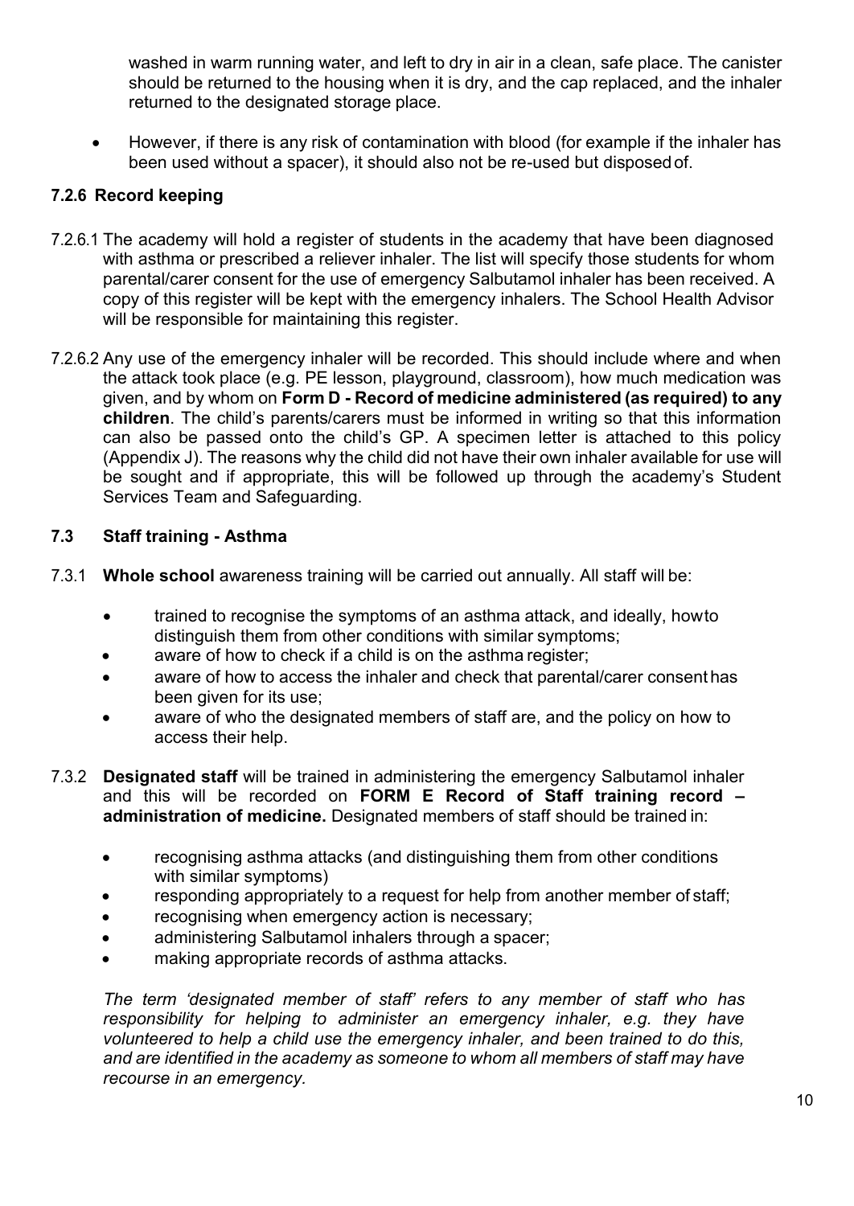washed in warm running water, and left to dry in air in a clean, safe place. The canister should be returned to the housing when it is dry, and the cap replaced, and the inhaler returned to the designated storage place.

- However, if there is any risk of contamination with blood (for example if the inhaler has been used without a spacer), it should also not be re-used but disposed of.

### 7.2.6 Record keeping

7.2.6.1 The academy will hold a register of students in the academy that have been diagnosed with asthma or prescribed a reliever inhaler. The list will specify those students for whom parental/carer consent for the use of emergency Salbutamol inhaler has been received. A copy of this register will be kept with the emergency inhalers. The School Health Advisor will be responsible for maintaining this register.

7.2.6.2 Any use of the emergency inhaler will be recorded. This should include where and when the attack took place (e.g. PE lesson, playground, classroom), how much medication was given, and by whom on **Form D - Record of medicine administered (as required) to any children**. The child's parents/carers must be informed in writing so that this information can also be passed onto the child's GP. A specimen letter is attached to this policy (Appendix J). The reasons why the child did not have their own inhaler available for use will be sought and if appropriate, this will be followed up through the academy's Student Services Team and Safeguarding.

### 7.3 Staff training - Asthma

7.3.1 **Whole school** awareness training will be carried out annually. All staff will be:

- trained to recognise the symptoms of an asthma attack, and ideally, how to distinguish them from other conditions with similar symptoms;
- aware of how to check if a child is on the asthma register;
- aware of how to access the inhaler and check that parental/carer consent has been given for its use;
- aware of who the designated members of staff are, and the policy on how to access their help.

7.3.2 **Designated staff** will be trained in administering the emergency Salbutamol inhaler and this will be recorded on **FORM E Record of Staff training record – administration of medicine.** Designated members of staff should be trained in:

- recognising asthma attacks (and distinguishing them from other conditions with similar symptoms)
- responding appropriately to a request for help from another member of staff;
- recognising when emergency action is necessary;
- administering Salbutamol inhalers through a spacer;
- making appropriate records of asthma attacks.

*The term 'designated member of staff' refers to any member of staff who has responsibility for helping to administer an emergency inhaler, e.g. they have volunteered to help a child use the emergency inhaler, and been trained to do this, and are identified in the academy as someone to whom all members of staff may have recourse in an emergency.*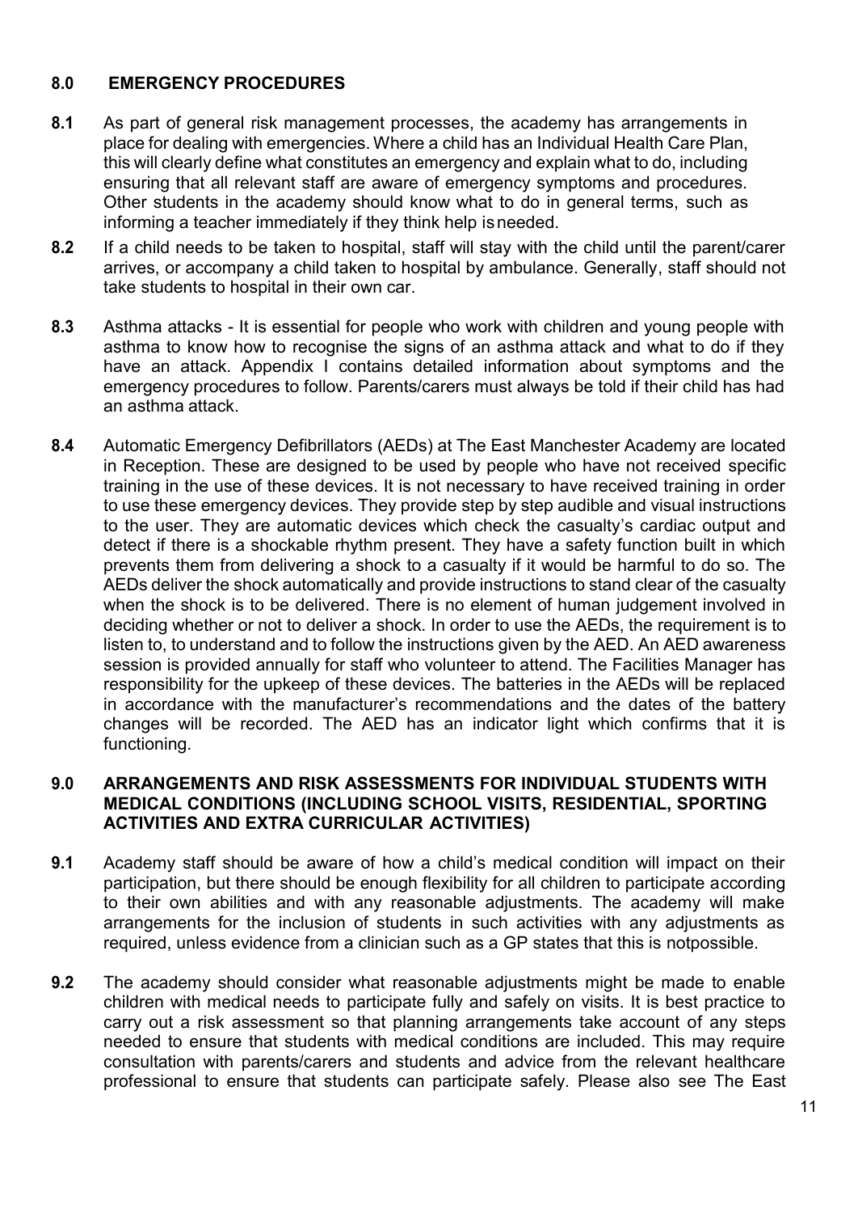## 8.0 EMERGENCY PROCEDURES

**8.1** As part of general risk management processes, the academy has arrangements in place for dealing with emergencies. Where a child has an Individual Health Care Plan, this will clearly define what constitutes an emergency and explain what to do, including ensuring that all relevant staff are aware of emergency symptoms and procedures. Other students in the academy should know what to do in general terms, such as informing a teacher immediately if they think help is needed.

**8.2** If a child needs to be taken to hospital, staff will stay with the child until the parent/carer arrives, or accompany a child taken to hospital by ambulance. Generally, staff should not take students to hospital in their own car.

**8.3** Asthma attacks - It is essential for people who work with children and young people with asthma to know how to recognise the signs of an asthma attack and what to do if they have an attack. Appendix I contains detailed information about symptoms and the emergency procedures to follow. Parents/carers must always be told if their child has had an asthma attack.

**8.4** Automatic Emergency Defibrillators (AEDs) at The East Manchester Academy are located in Reception. These are designed to be used by people who have not received specific training in the use of these devices. It is not necessary to have received training in order to use these emergency devices. They provide step by step audible and visual instructions to the user. They are automatic devices which check the casualty's cardiac output and detect if there is a shockable rhythm present. They have a safety function built in which prevents them from delivering a shock to a casualty if it would be harmful to do so. The AEDs deliver the shock automatically and provide instructions to stand clear of the casualty when the shock is to be delivered. There is no element of human judgement involved in deciding whether or not to deliver a shock. In order to use the AEDs, the requirement is to listen to, to understand and to follow the instructions given by the AED. An AED awareness session is provided annually for staff who volunteer to attend. The Facilities Manager has responsibility for the upkeep of these devices. The batteries in the AEDs will be replaced in accordance with the manufacturer's recommendations and the dates of the battery changes will be recorded. The AED has an indicator light which confirms that it is functioning.

## 9.0 ARRANGEMENTS AND RISK ASSESSMENTS FOR INDIVIDUAL STUDENTS WITH MEDICAL CONDITIONS (INCLUDING SCHOOL VISITS, RESIDENTIAL, SPORTING ACTIVITIES AND EXTRA CURRICULAR ACTIVITIES)

**9.1** Academy staff should be aware of how a child's medical condition will impact on their participation, but there should be enough flexibility for all children to participate according to their own abilities and with any reasonable adjustments. The academy will make arrangements for the inclusion of students in such activities with any adjustments as required, unless evidence from a clinician such as a GP states that this is not possible.

**9.2** The academy should consider what reasonable adjustments might be made to enable children with medical needs to participate fully and safely on visits. It is best practice to carry out a risk assessment so that planning arrangements take account of any steps needed to ensure that students with medical conditions are included. This may require consultation with parents/carers and students and advice from the relevant healthcare professional to ensure that students can participate safely. Please also see The East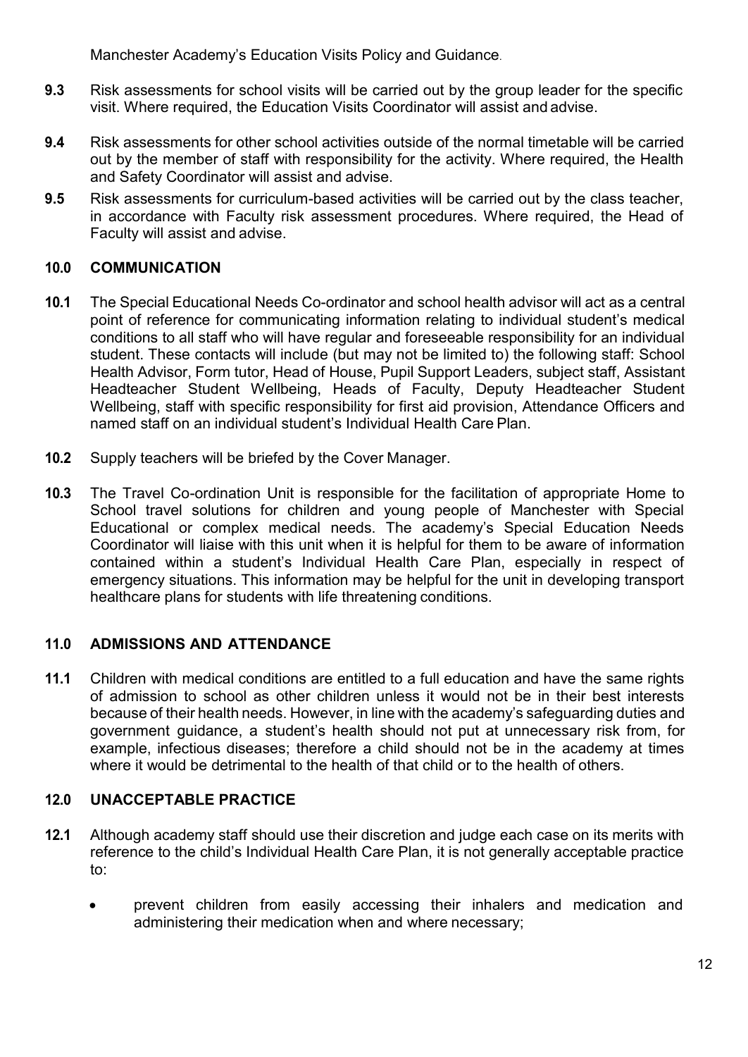Manchester Academy's Education Visits Policy and Guidance.

**9.3** Risk assessments for school visits will be carried out by the group leader for the specific visit. Where required, the Education Visits Coordinator will assist and advise.

**9.4** Risk assessments for other school activities outside of the normal timetable will be carried out by the member of staff with responsibility for the activity. Where required, the Health and Safety Coordinator will assist and advise.

**9.5** Risk assessments for curriculum-based activities will be carried out by the class teacher, in accordance with Faculty risk assessment procedures. Where required, the Head of Faculty will assist and advise.

## 10.0 COMMUNICATION

**10.1** The Special Educational Needs Co-ordinator and school health advisor will act as a central point of reference for communicating information relating to individual student's medical conditions to all staff who will have regular and foreseeable responsibility for an individual student. These contacts will include (but may not be limited to) the following staff: School Health Advisor, Form tutor, Head of House, Pupil Support Leaders, subject staff, Assistant Headteacher Student Wellbeing, Heads of Faculty, Deputy Headteacher Student Wellbeing, staff with specific responsibility for first aid provision, Attendance Officers and named staff on an individual student's Individual Health Care Plan.

**10.2** Supply teachers will be briefed by the Cover Manager.

**10.3** The Travel Co-ordination Unit is responsible for the facilitation of appropriate Home to School travel solutions for children and young people of Manchester with Special Educational or complex medical needs. The academy's Special Education Needs Coordinator will liaise with this unit when it is helpful for them to be aware of information contained within a student's Individual Health Care Plan, especially in respect of emergency situations. This information may be helpful for the unit in developing transport healthcare plans for students with life threatening conditions.

## 11.0 ADMISSIONS AND ATTENDANCE

**11.1** Children with medical conditions are entitled to a full education and have the same rights of admission to school as other children unless it would not be in their best interests because of their health needs. However, in line with the academy's safeguarding duties and government guidance, a student's health should not put at unnecessary risk from, for example, infectious diseases; therefore a child should not be in the academy at times where it would be detrimental to the health of that child or to the health of others.

## 12.0 UNACCEPTABLE PRACTICE

**12.1** Although academy staff should use their discretion and judge each case on its merits with reference to the child's Individual Health Care Plan, it is not generally acceptable practice to:

- prevent children from easily accessing their inhalers and medication and administering their medication when and where necessary;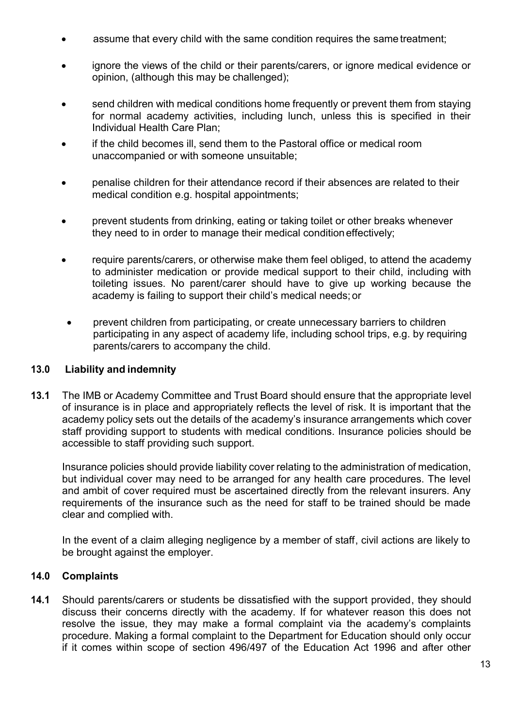- assume that every child with the same condition requires the same treatment;
- ignore the views of the child or their parents/carers, or ignore medical evidence or opinion, (although this may be challenged);
- send children with medical conditions home frequently or prevent them from staying for normal academy activities, including lunch, unless this is specified in their Individual Health Care Plan;
- if the child becomes ill, send them to the Pastoral office or medical room unaccompanied or with someone unsuitable;
- penalise children for their attendance record if their absences are related to their medical condition e.g. hospital appointments;
- prevent students from drinking, eating or taking toilet or other breaks whenever they need to in order to manage their medical condition effectively;
- require parents/carers, or otherwise make them feel obliged, to attend the academy to administer medication or provide medical support to their child, including with toileting issues. No parent/carer should have to give up working because the academy is failing to support their child's medical needs; or
- prevent children from participating, or create unnecessary barriers to children participating in any aspect of academy life, including school trips, e.g. by requiring parents/carers to accompany the child.

## 13.0 Liability and indemnity

**13.1** The IMB or Academy Committee and Trust Board should ensure that the appropriate level of insurance is in place and appropriately reflects the level of risk. It is important that the academy policy sets out the details of the academy's insurance arrangements which cover staff providing support to students with medical conditions. Insurance policies should be accessible to staff providing such support.

Insurance policies should provide liability cover relating to the administration of medication, but individual cover may need to be arranged for any health care procedures. The level and ambit of cover required must be ascertained directly from the relevant insurers. Any requirements of the insurance such as the need for staff to be trained should be made clear and complied with.

In the event of a claim alleging negligence by a member of staff, civil actions are likely to be brought against the employer.

## 14.0 Complaints

**14.1** Should parents/carers or students be dissatisfied with the support provided, they should discuss their concerns directly with the academy. If for whatever reason this does not resolve the issue, they may make a formal complaint via the academy's complaints procedure. Making a formal complaint to the Department for Education should only occur if it comes within scope of section 496/497 of the Education Act 1996 and after other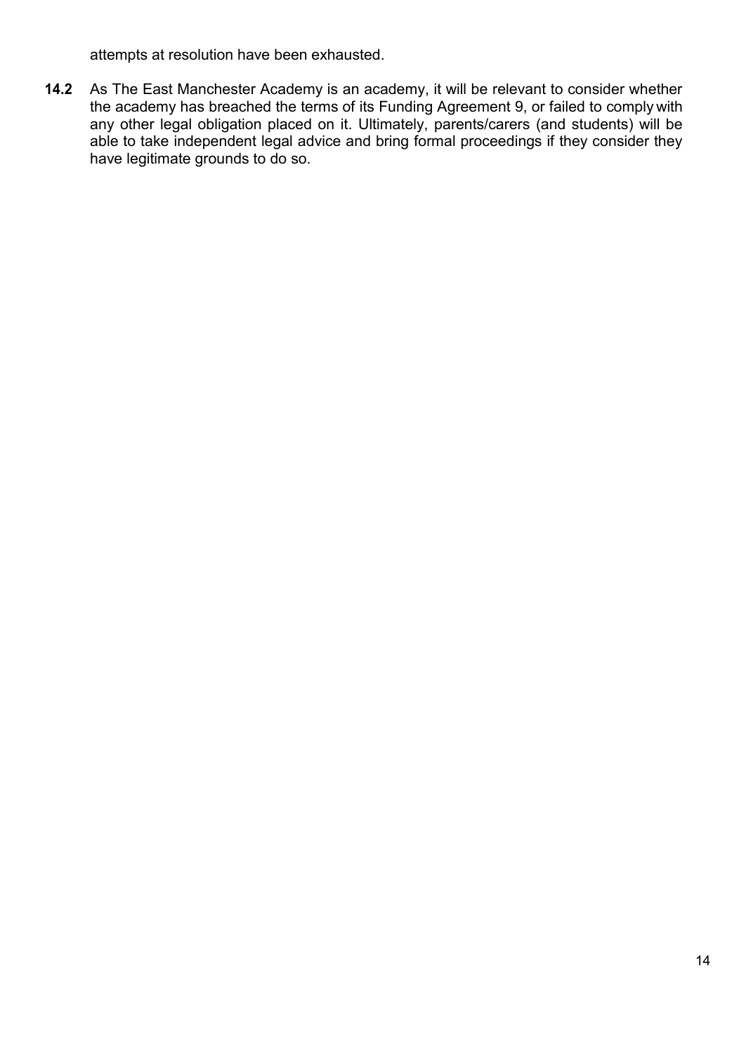attempts at resolution have been exhausted.

**14.2** As The East Manchester Academy is an academy, it will be relevant to consider whether the academy has breached the terms of its Funding Agreement 9, or failed to comply with any other legal obligation placed on it. Ultimately, parents/carers (and students) will be able to take independent legal advice and bring formal proceedings if they consider they have legitimate grounds to do so.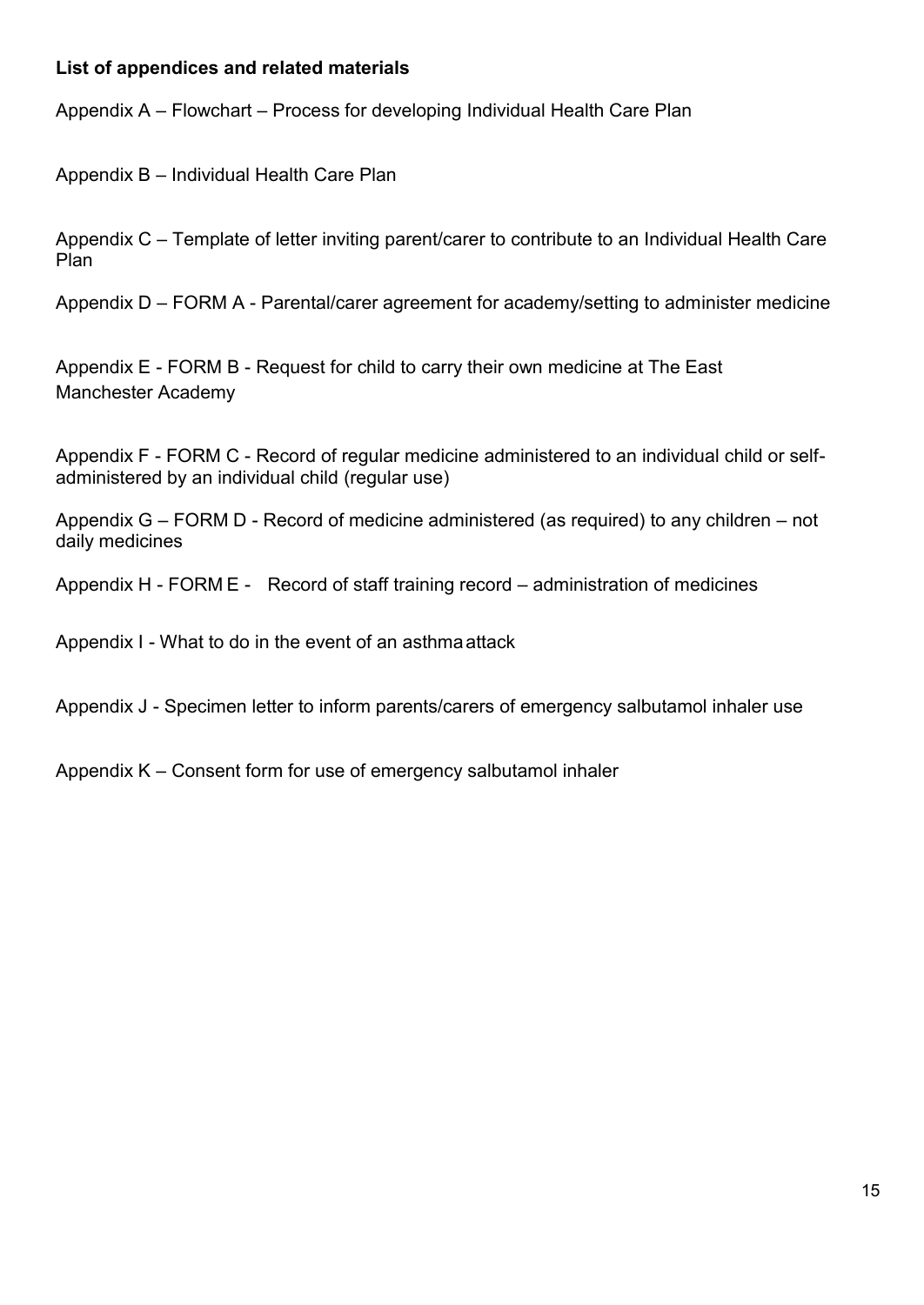**List of appendices and related materials**

Appendix A – Flowchart – Process for developing Individual Health Care Plan

Appendix B – Individual Health Care Plan

Appendix C – Template of letter inviting parent/carer to contribute to an Individual Health Care Plan

Appendix D – FORM A - Parental/carer agreement for academy/setting to administer medicine

Appendix E - FORM B - Request for child to carry their own medicine at The East Manchester Academy

Appendix F - FORM C - Record of regular medicine administered to an individual child or self-administered by an individual child (regular use)

Appendix G – FORM D - Record of medicine administered (as required) to any children – not daily medicines

Appendix H - FORM E - Record of staff training record – administration of medicines

Appendix I - What to do in the event of an asthma attack

Appendix J - Specimen letter to inform parents/carers of emergency salbutamol inhaler use

Appendix K – Consent form for use of emergency salbutamol inhaler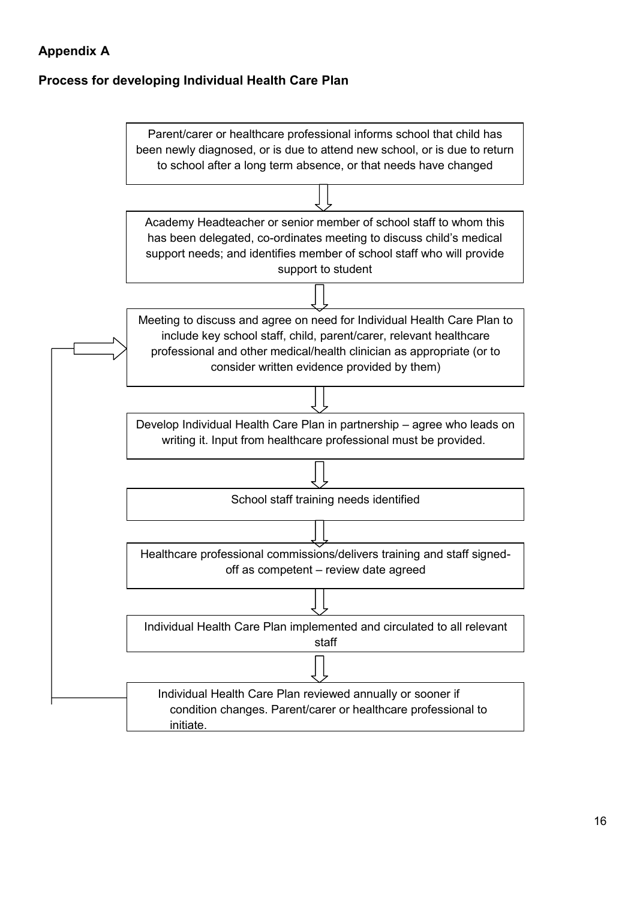**Appendix A**

**Process for developing Individual Health Care Plan**

Parent/carer or healthcare professional informs school that child has been newly diagnosed, or is due to attend new school, or is due to return to school after a long term absence, or that needs have changed

Academy Headteacher or senior member of school staff to whom this has been delegated, co-ordinates meeting to discuss child's medical support needs; and identifies member of school staff who will provide support to student

Meeting to discuss and agree on need for Individual Health Care Plan to include key school staff, child, parent/carer, relevant healthcare professional and other medical/health clinician as appropriate (or to consider written evidence provided by them)

Develop Individual Health Care Plan in partnership – agree who leads on writing it. Input from healthcare professional must be provided.

School staff training needs identified

Healthcare professional commissions/delivers training and staff signed-off as competent – review date agreed

Individual Health Care Plan implemented and circulated to all relevant staff

Individual Health Care Plan reviewed annually or sooner if condition changes. Parent/carer or healthcare professional to initiate.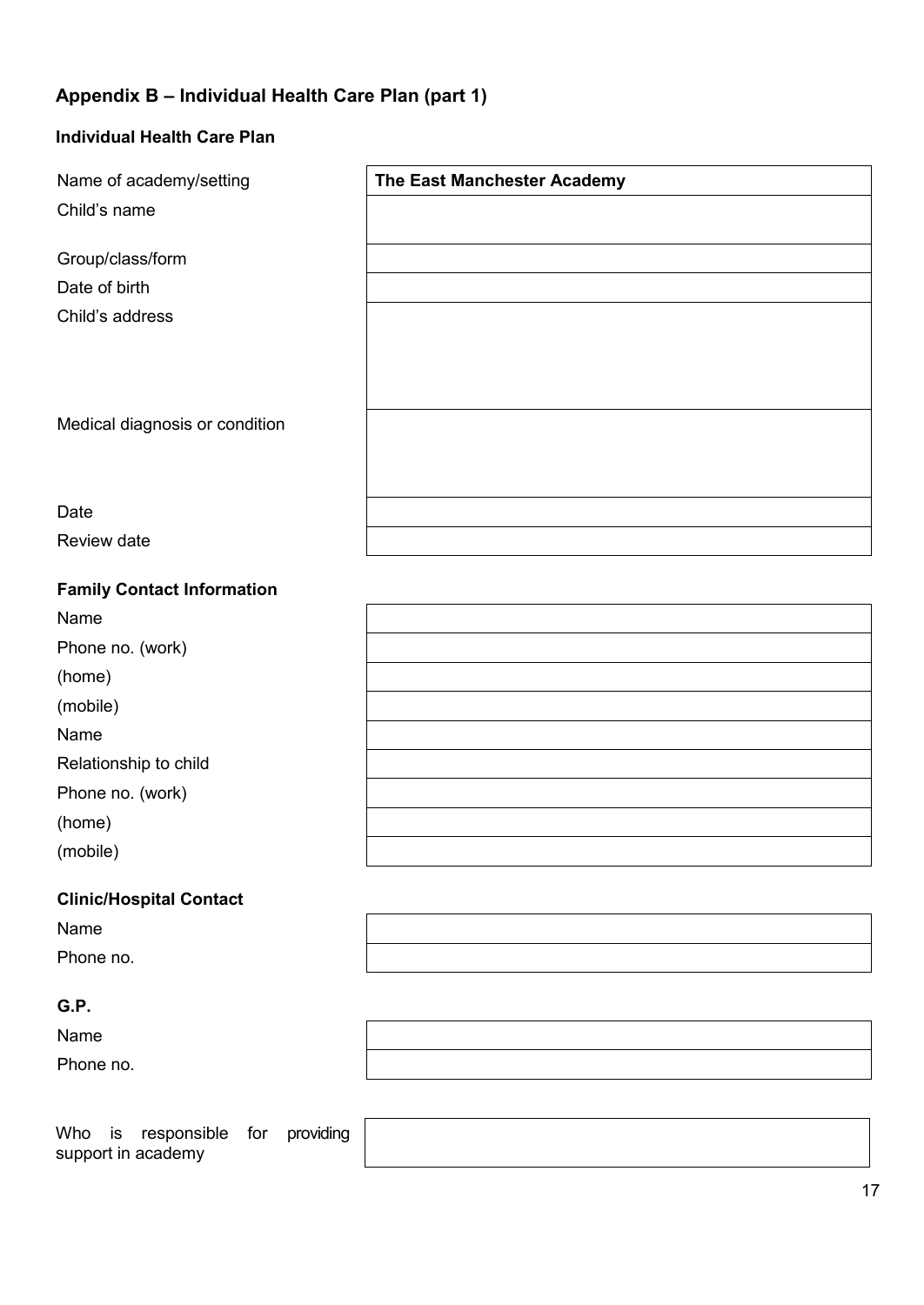## Appendix B – Individual Health Care Plan (part 1)

### Individual Health Care Plan

| | |
|---|---|
| Name of academy/setting | **The East Manchester Academy** |
| Child's name | |
| Group/class/form | |
| Date of birth | |
| Child's address | |
| Medical diagnosis or condition | |
| Date | |
| Review date | |

### Family Contact Information

| | |
|---|---|
| Name | |
| Phone no. (work) | |
| (home) | |
| (mobile) | |
| Name | |
| Relationship to child | |
| Phone no. (work) | |
| (home) | |
| (mobile) | |

### Clinic/Hospital Contact

| | |
|---|---|
| Name | |
| Phone no. | |

### G.P.

| | |
|---|---|
| Name | |
| Phone no. | |

| | |
|---|---|
| Who is responsible for providing support in academy | |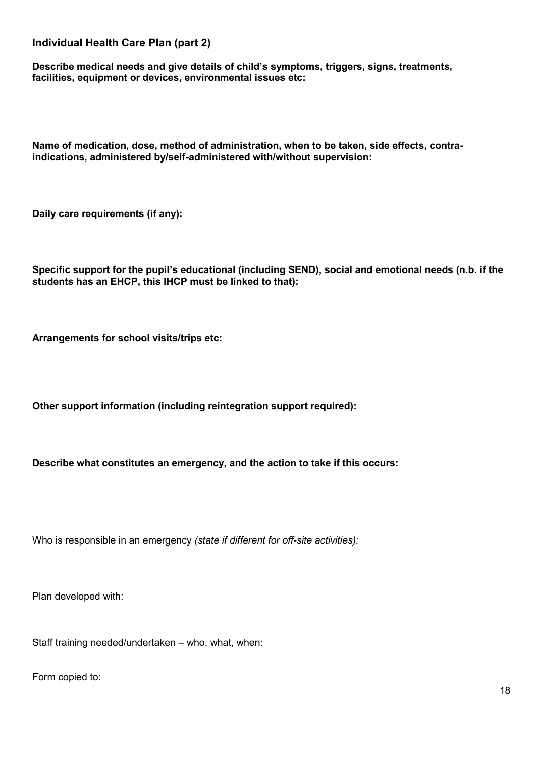## Individual Health Care Plan (part 2)

**Describe medical needs and give details of child's symptoms, triggers, signs, treatments, facilities, equipment or devices, environmental issues etc:**

**Name of medication, dose, method of administration, when to be taken, side effects, contra-indications, administered by/self-administered with/without supervision:**

**Daily care requirements (if any):**

**Specific support for the pupil's educational (including SEND), social and emotional needs (n.b. if the students has an EHCP, this IHCP must be linked to that):**

**Arrangements for school visits/trips etc:**

**Other support information (including reintegration support required):**

**Describe what constitutes an emergency, and the action to take if this occurs:**

Who is responsible in an emergency *(state if different for off-site activities):*

Plan developed with:

Staff training needed/undertaken – who, what, when:

Form copied to: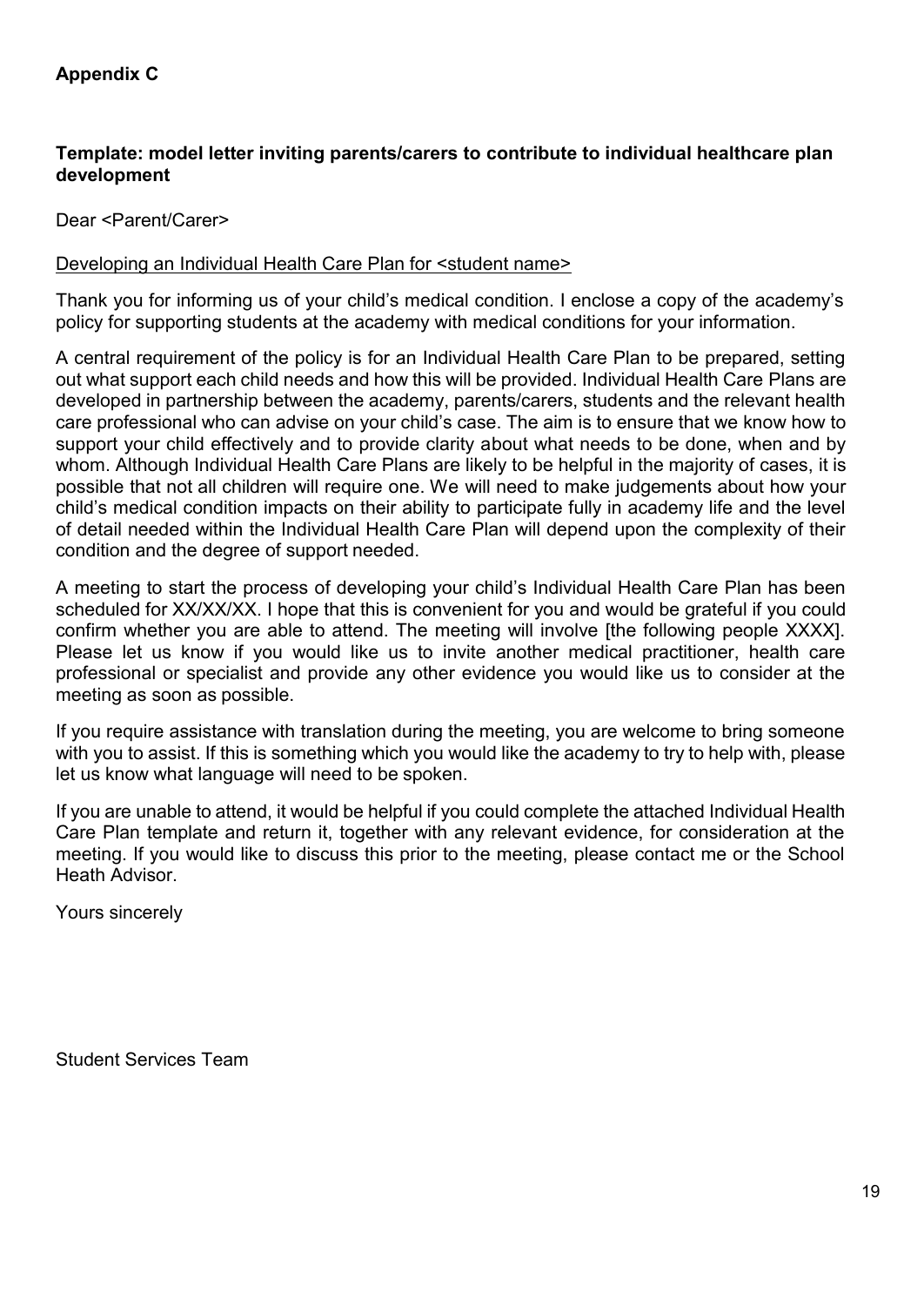**Appendix C**

**Template: model letter inviting parents/carers to contribute to individual healthcare plan development**

Dear <Parent/Carer>

<u>Developing an Individual Health Care Plan for <student name></u>

Thank you for informing us of your child's medical condition. I enclose a copy of the academy's policy for supporting students at the academy with medical conditions for your information.

A central requirement of the policy is for an Individual Health Care Plan to be prepared, setting out what support each child needs and how this will be provided. Individual Health Care Plans are developed in partnership between the academy, parents/carers, students and the relevant health care professional who can advise on your child's case. The aim is to ensure that we know how to support your child effectively and to provide clarity about what needs to be done, when and by whom. Although Individual Health Care Plans are likely to be helpful in the majority of cases, it is possible that not all children will require one. We will need to make judgements about how your child's medical condition impacts on their ability to participate fully in academy life and the level of detail needed within the Individual Health Care Plan will depend upon the complexity of their condition and the degree of support needed.

A meeting to start the process of developing your child's Individual Health Care Plan has been scheduled for XX/XX/XX. I hope that this is convenient for you and would be grateful if you could confirm whether you are able to attend. The meeting will involve [the following people XXXX]. Please let us know if you would like us to invite another medical practitioner, health care professional or specialist and provide any other evidence you would like us to consider at the meeting as soon as possible.

If you require assistance with translation during the meeting, you are welcome to bring someone with you to assist. If this is something which you would like the academy to try to help with, please let us know what language will need to be spoken.

If you are unable to attend, it would be helpful if you could complete the attached Individual Health Care Plan template and return it, together with any relevant evidence, for consideration at the meeting. If you would like to discuss this prior to the meeting, please contact me or the School Heath Advisor.

Yours sincerely

Student Services Team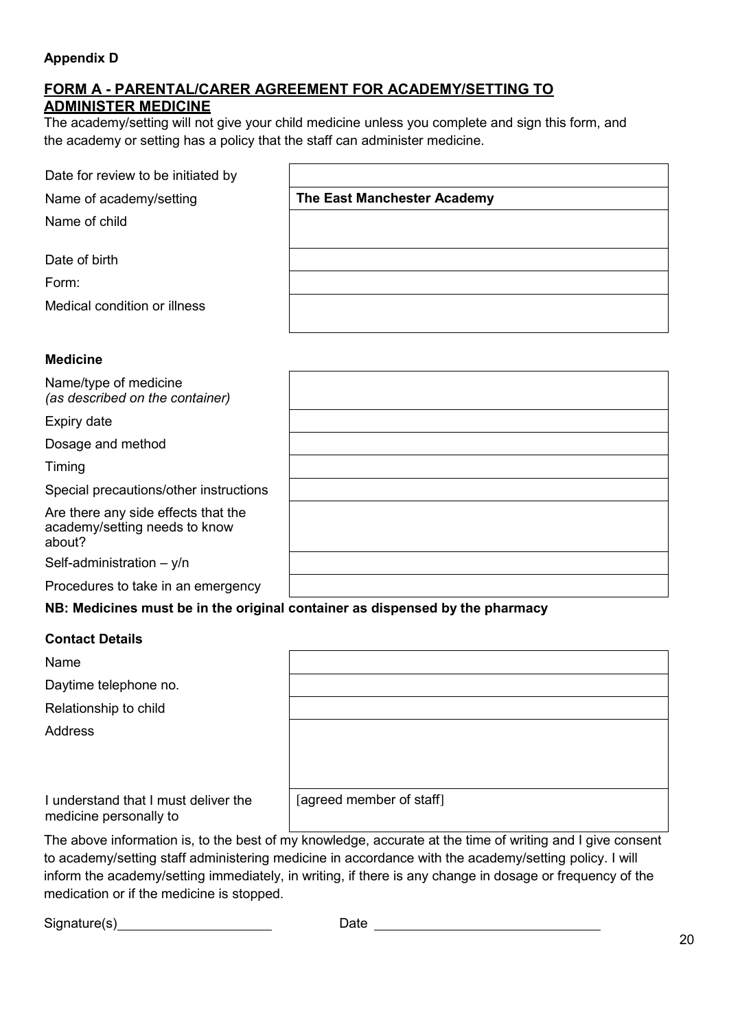**Appendix D**

## FORM A - PARENTAL/CARER AGREEMENT FOR ACADEMY/SETTING TO ADMINISTER MEDICINE

The academy/setting will not give your child medicine unless you complete and sign this form, and the academy or setting has a policy that the staff can administer medicine.

| | |
|---|---|
| Date for review to be initiated by | |
| Name of academy/setting | **The East Manchester Academy** |
| Name of child | |
| Date of birth | |
| Form: | |
| Medical condition or illness | |

**Medicine**

| | |
|---|---|
| Name/type of medicine *(as described on the container)* | |
| Expiry date | |
| Dosage and method | |
| Timing | |
| Special precautions/other instructions | |
| Are there any side effects that the academy/setting needs to know about? | |
| Self-administration – y/n | |
| Procedures to take in an emergency | |

**NB: Medicines must be in the original container as dispensed by the pharmacy**

**Contact Details**

| | |
|---|---|
| Name | |
| Daytime telephone no. | |
| Relationship to child | |
| Address | |
| I understand that I must deliver the medicine personally to | [agreed member of staff] |

The above information is, to the best of my knowledge, accurate at the time of writing and I give consent to academy/setting staff administering medicine in accordance with the academy/setting policy. I will inform the academy/setting immediately, in writing, if there is any change in dosage or frequency of the medication or if the medicine is stopped.

Signature(s)____________________ Date ______________________________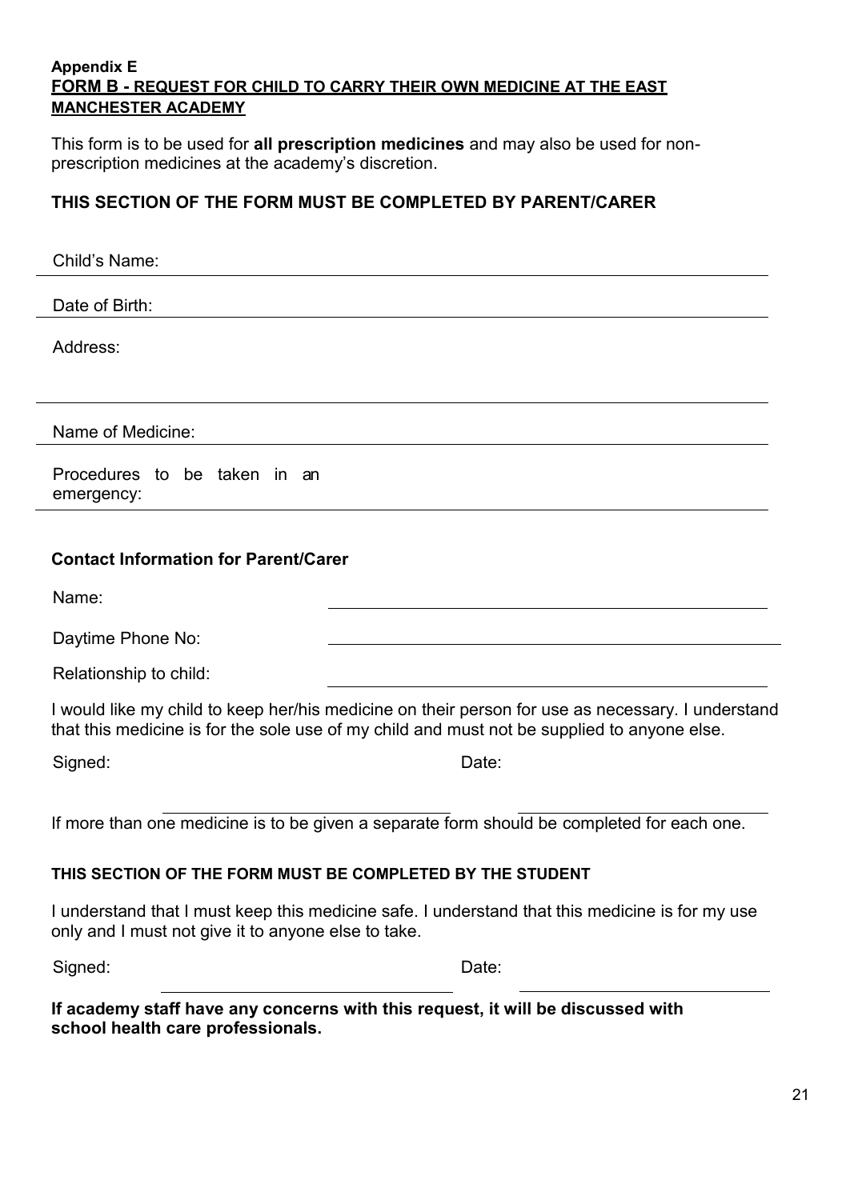**Appendix E**

**FORM B - REQUEST FOR CHILD TO CARRY THEIR OWN MEDICINE AT THE EAST MANCHESTER ACADEMY**

This form is to be used for **all prescription medicines** and may also be used for non-prescription medicines at the academy's discretion.

**THIS SECTION OF THE FORM MUST BE COMPLETED BY PARENT/CARER**

Child's Name:

Date of Birth:

Address:

Name of Medicine:

Procedures to be taken in an emergency:

**Contact Information for Parent/Carer**

Name:

Daytime Phone No:

Relationship to child:

I would like my child to keep her/his medicine on their person for use as necessary. I understand that this medicine is for the sole use of my child and must not be supplied to anyone else.

Signed: Date:

If more than one medicine is to be given a separate form should be completed for each one.

**THIS SECTION OF THE FORM MUST BE COMPLETED BY THE STUDENT**

I understand that I must keep this medicine safe. I understand that this medicine is for my use only and I must not give it to anyone else to take.

Signed: Date:

**If academy staff have any concerns with this request, it will be discussed with school health care professionals.**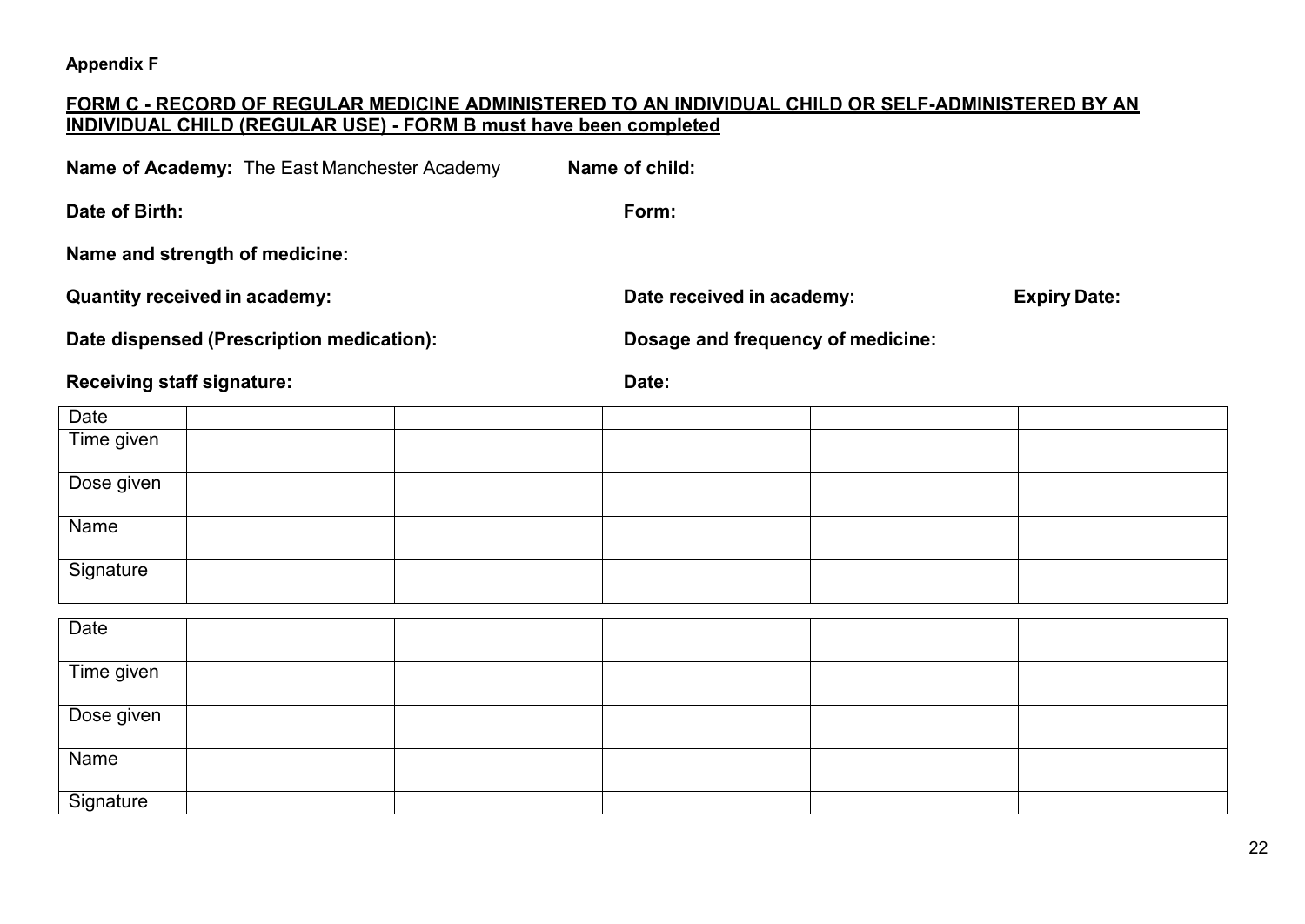**Appendix F**

**FORM C - RECORD OF REGULAR MEDICINE ADMINISTERED TO AN INDIVIDUAL CHILD OR SELF-ADMINISTERED BY AN INDIVIDUAL CHILD (REGULAR USE) - FORM B must have been completed**

**Name of Academy:** The East Manchester Academy **Name of child:**

**Date of Birth:** **Form:**

**Name and strength of medicine:**

**Quantity received in academy:** **Date received in academy:** **Expiry Date:**

**Date dispensed (Prescription medication):** **Dosage and frequency of medicine:**

**Receiving staff signature:** **Date:**

| | | | | | |
|---|---|---|---|---|---|
| Date | | | | | |
| Time given | | | | | |
| Dose given | | | | | |
| Name | | | | | |
| Signature | | | | | |

| | | | | | |
|---|---|---|---|---|---|
| Date | | | | | |
| Time given | | | | | |
| Dose given | | | | | |
| Name | | | | | |
| Signature | | | | | |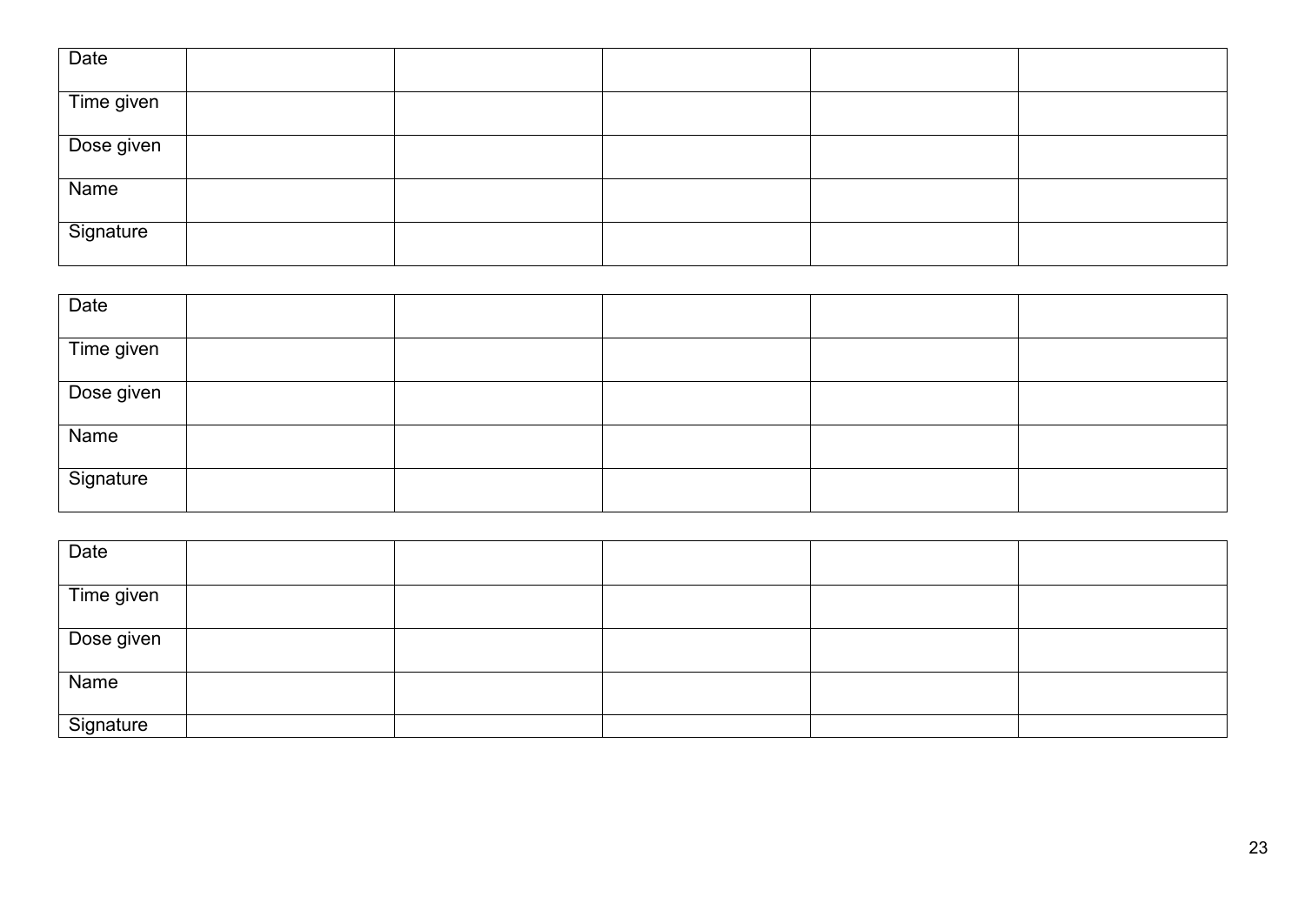| | | | | | |
|---|---|---|---|---|---|
| Date | | | | | |
| Time given | | | | | |
| Dose given | | | | | |
| Name | | | | | |
| Signature | | | | | |

| | | | | | |
|---|---|---|---|---|---|
| Date | | | | | |
| Time given | | | | | |
| Dose given | | | | | |
| Name | | | | | |
| Signature | | | | | |

| | | | | | |
|---|---|---|---|---|---|
| Date | | | | | |
| Time given | | | | | |
| Dose given | | | | | |
| Name | | | | | |
| Signature | | | | | |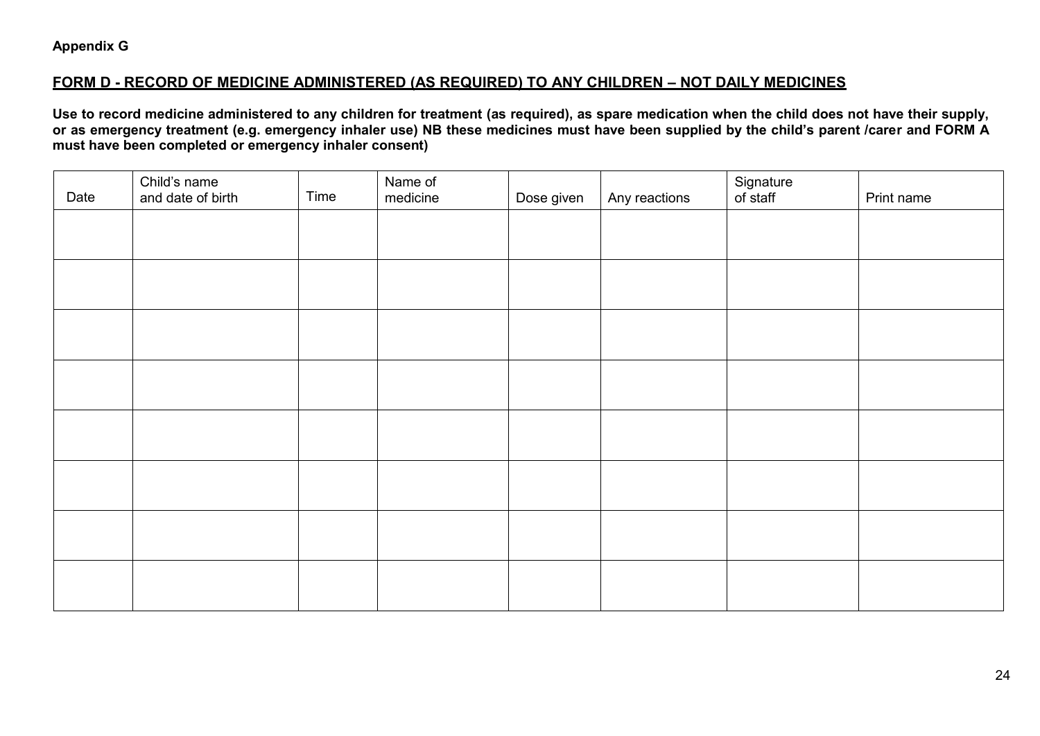**Appendix G**

## FORM D - RECORD OF MEDICINE ADMINISTERED (AS REQUIRED) TO ANY CHILDREN – NOT DAILY MEDICINES

**Use to record medicine administered to any children for treatment (as required), as spare medication when the child does not have their supply, or as emergency treatment (e.g. emergency inhaler use) NB these medicines must have been supplied by the child's parent /carer and FORM A must have been completed or emergency inhaler consent)**

| Date | Child's name and date of birth | Time | Name of medicine | Dose given | Any reactions | Signature of staff | Print name |
|---|---|---|---|---|---|---|---|
| | | | | | | | |
| | | | | | | | |
| | | | | | | | |
| | | | | | | | |
| | | | | | | | |
| | | | | | | | |
| | | | | | | | |
| | | | | | | | |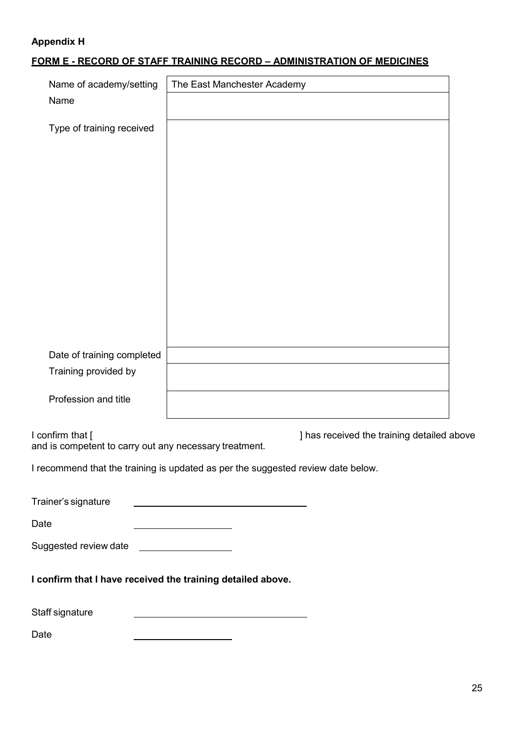**Appendix H**

**FORM E - RECORD OF STAFF TRAINING RECORD – ADMINISTRATION OF MEDICINES**

| | |
|---|---|
| Name of academy/setting | The East Manchester Academy |
| Name | |
| Type of training received | |
| Date of training completed | |
| Training provided by | |
| Profession and title | |

I confirm that [ ] has received the training detailed above and is competent to carry out any necessary treatment.

I recommend that the training is updated as per the suggested review date below.

Trainer's signature \_\_\_\_\_\_\_\_\_\_\_\_\_\_\_\_\_\_\_\_\_\_\_\_\_\_\_\_

Date \_\_\_\_\_\_\_\_\_\_\_\_\_\_\_\_

Suggested review date \_\_\_\_\_\_\_\_\_\_\_\_\_\_\_\_

**I confirm that I have received the training detailed above.**

Staff signature \_\_\_\_\_\_\_\_\_\_\_\_\_\_\_\_\_\_\_\_\_\_\_\_\_\_\_\_

Date \_\_\_\_\_\_\_\_\_\_\_\_\_\_\_\_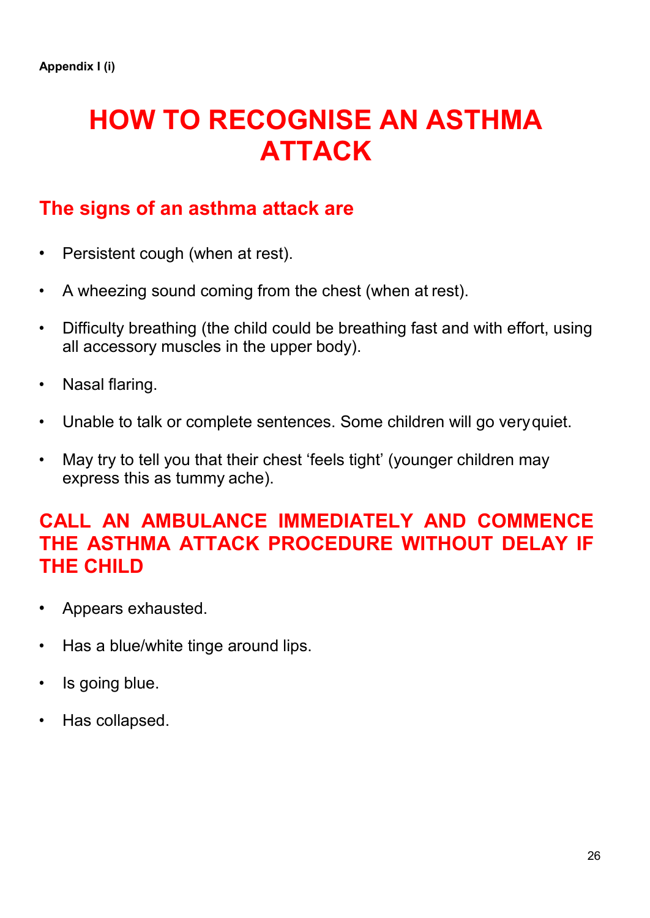Appendix I (i)

# HOW TO RECOGNISE AN ASTHMA ATTACK

## The signs of an asthma attack are

- Persistent cough (when at rest).
- A wheezing sound coming from the chest (when at rest).
- Difficulty breathing (the child could be breathing fast and with effort, using all accessory muscles in the upper body).
- Nasal flaring.
- Unable to talk or complete sentences. Some children will go very quiet.
- May try to tell you that their chest 'feels tight' (younger children may express this as tummy ache).

## CALL AN AMBULANCE IMMEDIATELY AND COMMENCE THE ASTHMA ATTACK PROCEDURE WITHOUT DELAY IF THE CHILD

- Appears exhausted.
- Has a blue/white tinge around lips.
- Is going blue.
- Has collapsed.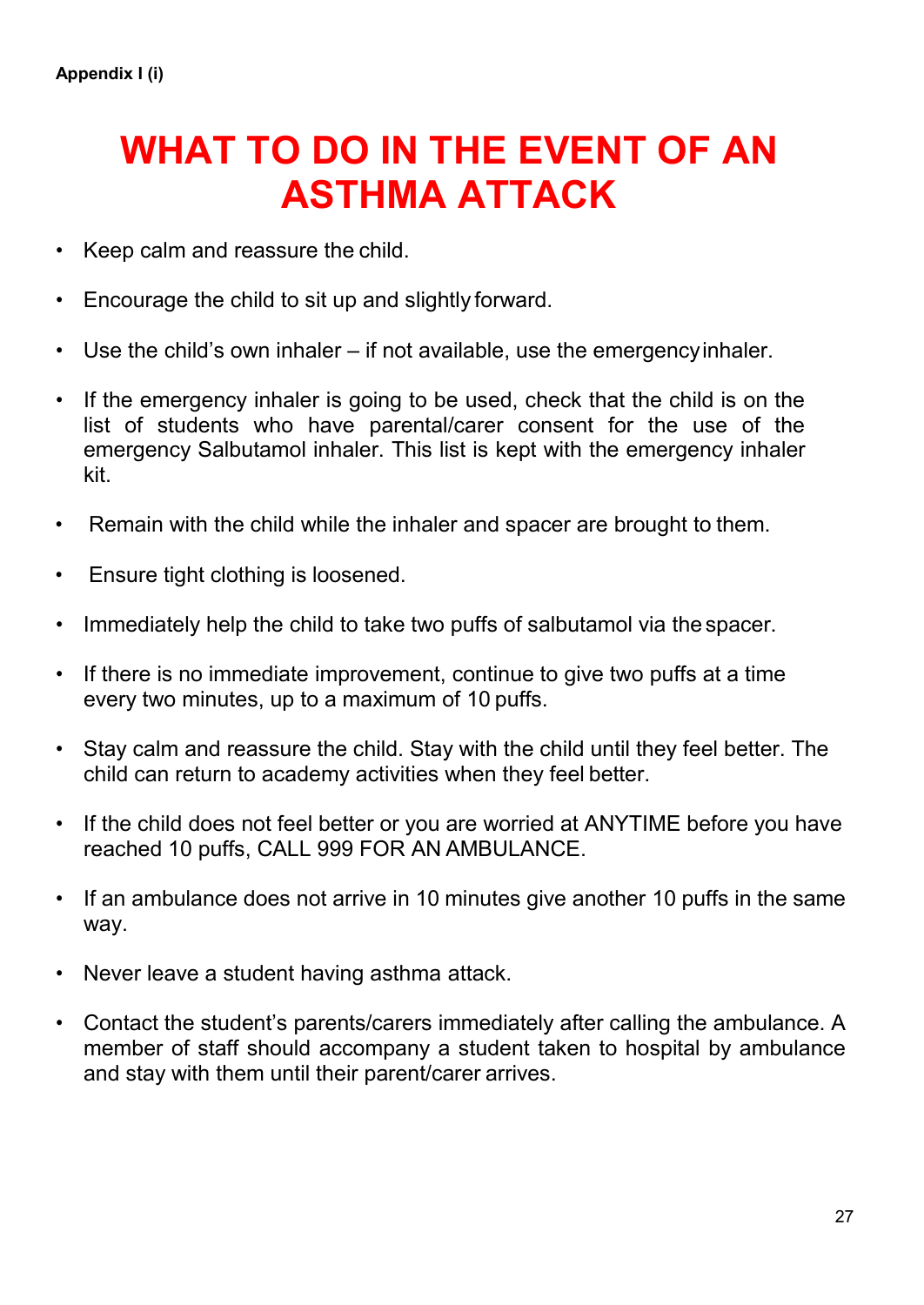**Appendix I (i)**

# WHAT TO DO IN THE EVENT OF AN ASTHMA ATTACK

- Keep calm and reassure the child.
- Encourage the child to sit up and slightly forward.
- Use the child's own inhaler – if not available, use the emergency inhaler.
- If the emergency inhaler is going to be used, check that the child is on the list of students who have parental/carer consent for the use of the emergency Salbutamol inhaler. This list is kept with the emergency inhaler kit.
- Remain with the child while the inhaler and spacer are brought to them.
- Ensure tight clothing is loosened.
- Immediately help the child to take two puffs of salbutamol via the spacer.
- If there is no immediate improvement, continue to give two puffs at a time every two minutes, up to a maximum of 10 puffs.
- Stay calm and reassure the child. Stay with the child until they feel better. The child can return to academy activities when they feel better.
- If the child does not feel better or you are worried at ANYTIME before you have reached 10 puffs, CALL 999 FOR AN AMBULANCE.
- If an ambulance does not arrive in 10 minutes give another 10 puffs in the same way.
- Never leave a student having asthma attack.
- Contact the student's parents/carers immediately after calling the ambulance. A member of staff should accompany a student taken to hospital by ambulance and stay with them until their parent/carer arrives.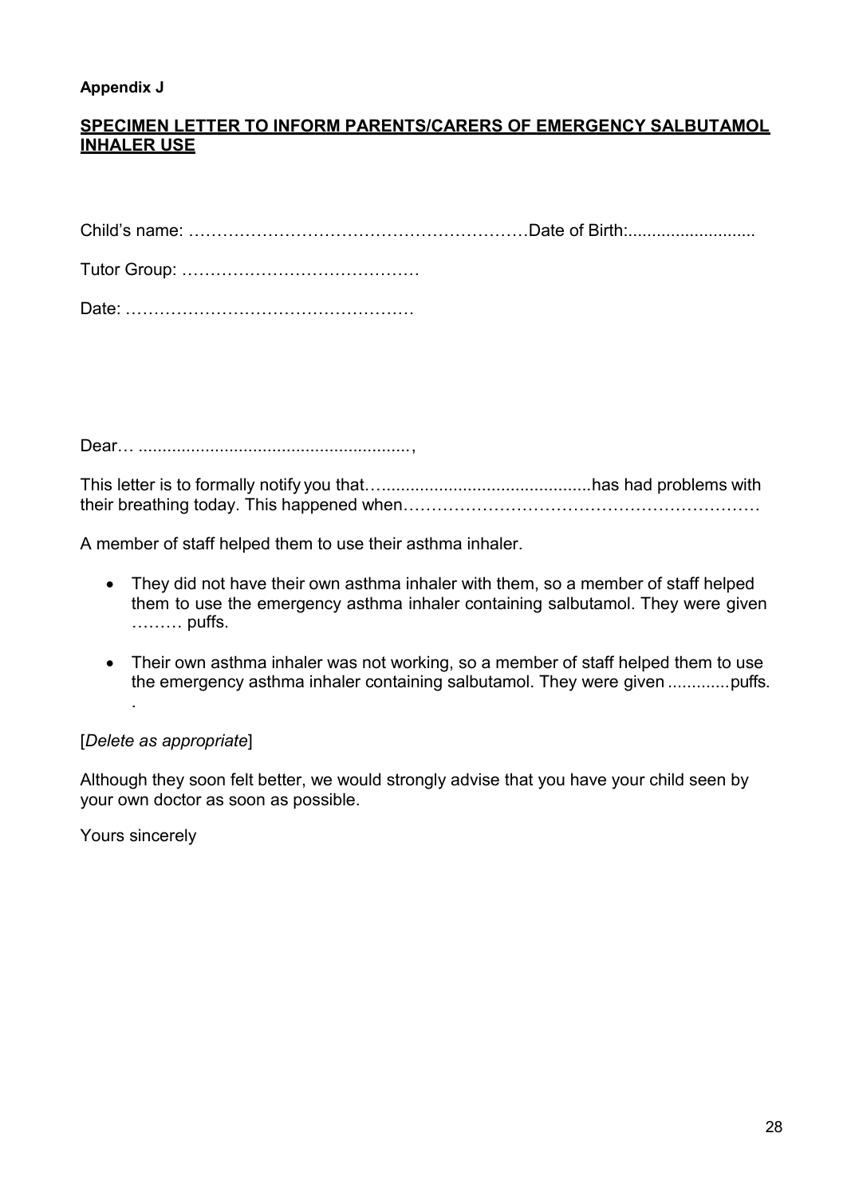**Appendix J**

**SPECIMEN LETTER TO INFORM PARENTS/CARERS OF EMERGENCY SALBUTAMOL INHALER USE**

Child's name: ……………………………………………………Date of Birth:...........................

Tutor Group: ……………………………………

Date: ……………………………………………

Dear… ........................................................,

This letter is to formally notify you that…............................................has had problems with their breathing today. This happened when………………………………………………………

A member of staff helped them to use their asthma inhaler.

- They did not have their own asthma inhaler with them, so a member of staff helped them to use the emergency asthma inhaler containing salbutamol. They were given ……… puffs.
- Their own asthma inhaler was not working, so a member of staff helped them to use the emergency asthma inhaler containing salbutamol. They were given .............puffs.
  .

[*Delete as appropriate*]

Although they soon felt better, we would strongly advise that you have your child seen by your own doctor as soon as possible.

Yours sincerely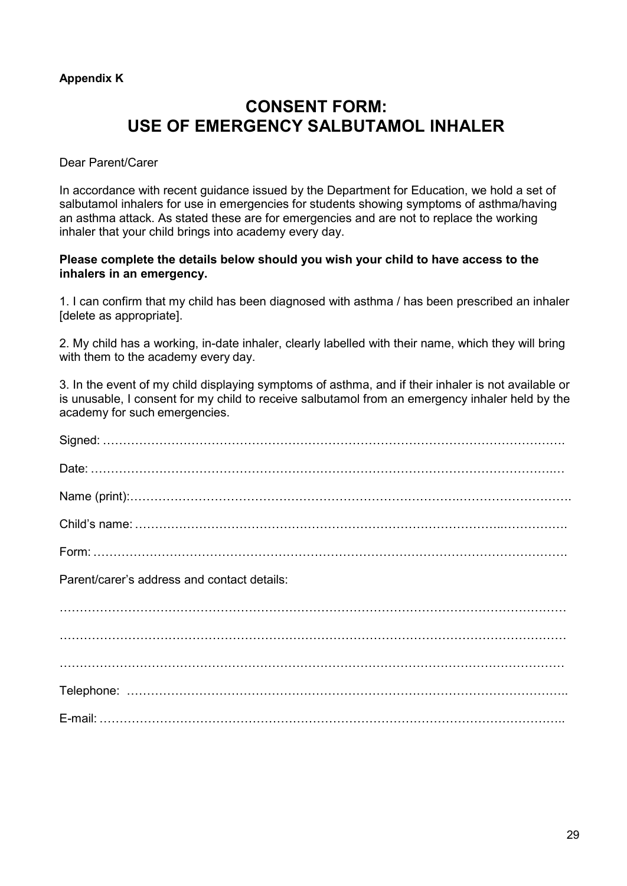**Appendix K**

# CONSENT FORM:
# USE OF EMERGENCY SALBUTAMOL INHALER

Dear Parent/Carer

In accordance with recent guidance issued by the Department for Education, we hold a set of salbutamol inhalers for use in emergencies for students showing symptoms of asthma/having an asthma attack. As stated these are for emergencies and are not to replace the working inhaler that your child brings into academy every day.

**Please complete the details below should you wish your child to have access to the inhalers in an emergency.**

1. I can confirm that my child has been diagnosed with asthma / has been prescribed an inhaler [delete as appropriate].

2. My child has a working, in-date inhaler, clearly labelled with their name, which they will bring with them to the academy every day.

3. In the event of my child displaying symptoms of asthma, and if their inhaler is not available or is unusable, I consent for my child to receive salbutamol from an emergency inhaler held by the academy for such emergencies.

Signed: …………………………………………………………………………………………………

Date: ……………………………………………………………………………………………………

Name (print):……………………………………………………………………………………………

Child's name: …………………………………………………………………………………………

Form: ……………………………………………………………………………………………………

Parent/carer's address and contact details:

…………………………………………………………………………………………………………

…………………………………………………………………………………………………………

…………………………………………………………………………………………………………

Telephone: ……………………………………………………………………………………………

E-mail: …………………………………………………………………………………………………